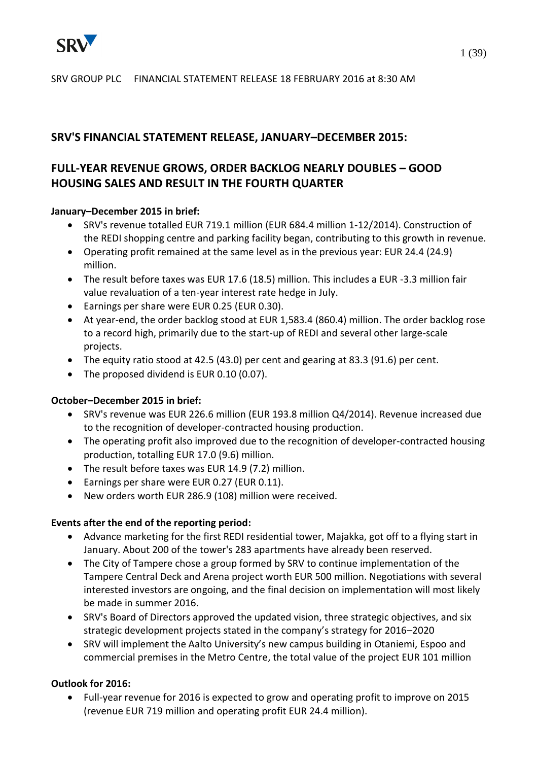SRV GROUP PLC FINANCIAL STATEMENT RELEASE 18 FEBRUARY 2016 at 8:30 AM

## SRV'S FINANCIAL STATEMENT RELEASE, JANUARY–DECEMBER 2015:

## FULL-YEAR REVENUE GROWS, ORDER BACKLOG NEARLY DOUBLES – GOOD HOUSING SALES AND RESULT IN THE FOURTH QUARTER

**January–December 2015 in brief:**

- SRV's revenue totalled EUR 719.1 million (EUR 684.4 million 1-12/2014). Construction of the REDI shopping centre and parking facility began, contributing to this growth in revenue.
- Operating profit remained at the same level as in the previous year: EUR 24.4 (24.9) million.
- The result before taxes was EUR 17.6 (18.5) million. This includes a EUR -3.3 million fair value revaluation of a ten-year interest rate hedge in July.
- Earnings per share were EUR 0.25 (EUR 0.30).
- At year-end, the order backlog stood at EUR 1,583.4 (860.4) million. The order backlog rose to a record high, primarily due to the start-up of REDI and several other large-scale projects.
- The equity ratio stood at 42.5 (43.0) per cent and gearing at 83.3 (91.6) per cent.
- The proposed dividend is EUR 0.10 (0.07).

**October–December 2015 in brief:**

- SRV's revenue was EUR 226.6 million (EUR 193.8 million Q4/2014). Revenue increased due to the recognition of developer-contracted housing production.
- The operating profit also improved due to the recognition of developer-contracted housing production, totalling EUR 17.0 (9.6) million.
- The result before taxes was EUR 14.9 (7.2) million.
- Earnings per share were EUR 0.27 (EUR 0.11).
- New orders worth EUR 286.9 (108) million were received.

**Events after the end of the reporting period:**

- Advance marketing for the first REDI residential tower, Majakka, got off to a flying start in January. About 200 of the tower's 283 apartments have already been reserved.
- The City of Tampere chose a group formed by SRV to continue implementation of the Tampere Central Deck and Arena project worth EUR 500 million. Negotiations with several interested investors are ongoing, and the final decision on implementation will most likely be made in summer 2016.
- SRV's Board of Directors approved the updated vision, three strategic objectives, and six strategic development projects stated in the company's strategy for 2016–2020
- SRV will implement the Aalto University's new campus building in Otaniemi, Espoo and commercial premises in the Metro Centre, the total value of the project EUR 101 million

**Outlook for 2016:**

- Full-year revenue for 2016 is expected to grow and operating profit to improve on 2015 (revenue EUR 719 million and operating profit EUR 24.4 million).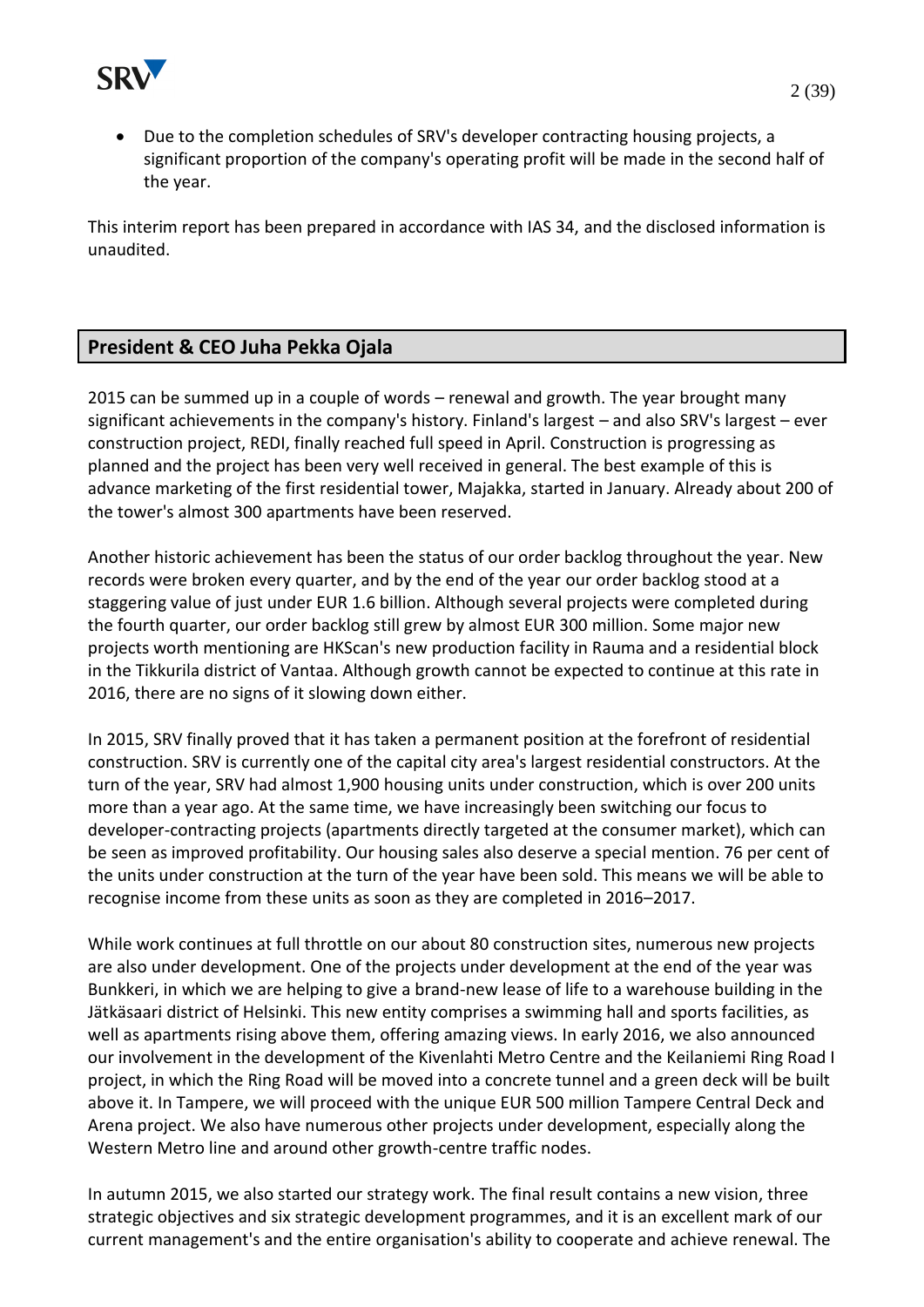- Due to the completion schedules of SRV's developer contracting housing projects, a significant proportion of the company's operating profit will be made in the second half of the year.

This interim report has been prepared in accordance with IAS 34, and the disclosed information is unaudited.

## President & CEO Juha Pekka Ojala

2015 can be summed up in a couple of words – renewal and growth. The year brought many significant achievements in the company's history. Finland's largest – and also SRV's largest – ever construction project, REDI, finally reached full speed in April. Construction is progressing as planned and the project has been very well received in general. The best example of this is advance marketing of the first residential tower, Majakka, started in January. Already about 200 of the tower's almost 300 apartments have been reserved.

Another historic achievement has been the status of our order backlog throughout the year. New records were broken every quarter, and by the end of the year our order backlog stood at a staggering value of just under EUR 1.6 billion. Although several projects were completed during the fourth quarter, our order backlog still grew by almost EUR 300 million. Some major new projects worth mentioning are HKScan's new production facility in Rauma and a residential block in the Tikkurila district of Vantaa. Although growth cannot be expected to continue at this rate in 2016, there are no signs of it slowing down either.

In 2015, SRV finally proved that it has taken a permanent position at the forefront of residential construction. SRV is currently one of the capital city area's largest residential constructors. At the turn of the year, SRV had almost 1,900 housing units under construction, which is over 200 units more than a year ago. At the same time, we have increasingly been switching our focus to developer-contracting projects (apartments directly targeted at the consumer market), which can be seen as improved profitability. Our housing sales also deserve a special mention. 76 per cent of the units under construction at the turn of the year have been sold. This means we will be able to recognise income from these units as soon as they are completed in 2016–2017.

While work continues at full throttle on our about 80 construction sites, numerous new projects are also under development. One of the projects under development at the end of the year was Bunkkeri, in which we are helping to give a brand-new lease of life to a warehouse building in the Jätkäsaari district of Helsinki. This new entity comprises a swimming hall and sports facilities, as well as apartments rising above them, offering amazing views. In early 2016, we also announced our involvement in the development of the Kivenlahti Metro Centre and the Keilaniemi Ring Road I project, in which the Ring Road will be moved into a concrete tunnel and a green deck will be built above it. In Tampere, we will proceed with the unique EUR 500 million Tampere Central Deck and Arena project. We also have numerous other projects under development, especially along the Western Metro line and around other growth-centre traffic nodes.

In autumn 2015, we also started our strategy work. The final result contains a new vision, three strategic objectives and six strategic development programmes, and it is an excellent mark of our current management's and the entire organisation's ability to cooperate and achieve renewal. The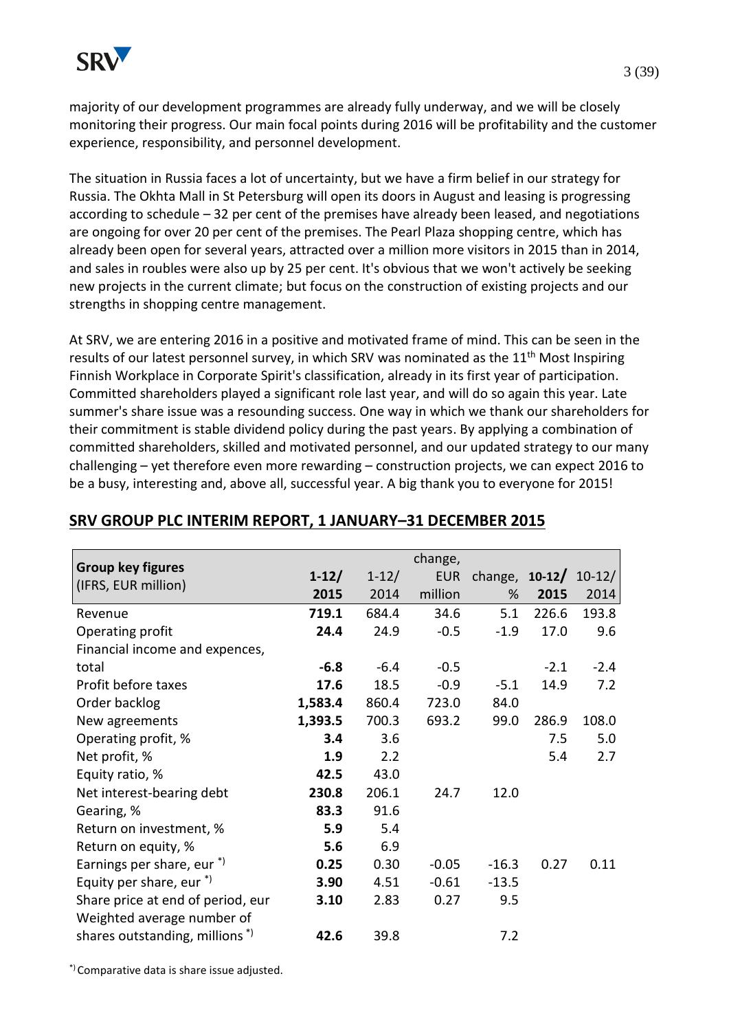majority of our development programmes are already fully underway, and we will be closely monitoring their progress. Our main focal points during 2016 will be profitability and the customer experience, responsibility, and personnel development.

The situation in Russia faces a lot of uncertainty, but we have a firm belief in our strategy for Russia. The Okhta Mall in St Petersburg will open its doors in August and leasing is progressing according to schedule – 32 per cent of the premises have already been leased, and negotiations are ongoing for over 20 per cent of the premises. The Pearl Plaza shopping centre, which has already been open for several years, attracted over a million more visitors in 2015 than in 2014, and sales in roubles were also up by 25 per cent. It's obvious that we won't actively be seeking new projects in the current climate; but focus on the construction of existing projects and our strengths in shopping centre management.

At SRV, we are entering 2016 in a positive and motivated frame of mind. This can be seen in the results of our latest personnel survey, in which SRV was nominated as the 11th Most Inspiring Finnish Workplace in Corporate Spirit's classification, already in its first year of participation. Committed shareholders played a significant role last year, and will do so again this year. Late summer's share issue was a resounding success. One way in which we thank our shareholders for their commitment is stable dividend policy during the past years. By applying a combination of committed shareholders, skilled and motivated personnel, and our updated strategy to our many challenging – yet therefore even more rewarding – construction projects, we can expect 2016 to be a busy, interesting and, above all, successful year. A big thank you to everyone for 2015!

## SRV GROUP PLC INTERIM REPORT, 1 JANUARY–31 DECEMBER 2015

| **Group key figures** (IFRS, EUR million) | **1-12/ 2015** | 1-12/ 2014 | change, EUR million | change, % | **10-12/ 2015** | 10-12/ 2014 |
|---|---|---|---|---|---|---|
| Revenue | **719.1** | 684.4 | 34.6 | 5.1 | 226.6 | 193.8 |
| Operating profit | **24.4** | 24.9 | -0.5 | -1.9 | 17.0 | 9.6 |
| Financial income and expences, total | **-6.8** | -6.4 | -0.5 | | -2.1 | -2.4 |
| Profit before taxes | **17.6** | 18.5 | -0.9 | -5.1 | 14.9 | 7.2 |
| Order backlog | **1,583.4** | 860.4 | 723.0 | 84.0 | | |
| New agreements | **1,393.5** | 700.3 | 693.2 | 99.0 | 286.9 | 108.0 |
| Operating profit, % | **3.4** | 3.6 | | | 7.5 | 5.0 |
| Net profit, % | **1.9** | 2.2 | | | 5.4 | 2.7 |
| Equity ratio, % | **42.5** | 43.0 | | | | |
| Net interest-bearing debt | **230.8** | 206.1 | 24.7 | 12.0 | | |
| Gearing, % | **83.3** | 91.6 | | | | |
| Return on investment, % | **5.9** | 5.4 | | | | |
| Return on equity, % | **5.6** | 6.9 | | | | |
| Earnings per share, eur *) | **0.25** | 0.30 | -0.05 | -16.3 | 0.27 | 0.11 |
| Equity per share, eur *) | **3.90** | 4.51 | -0.61 | -13.5 | | |
| Share price at end of period, eur | **3.10** | 2.83 | 0.27 | 9.5 | | |
| Weighted average number of shares outstanding, millions *) | **42.6** | 39.8 | | 7.2 | | |

*) Comparative data is share issue adjusted.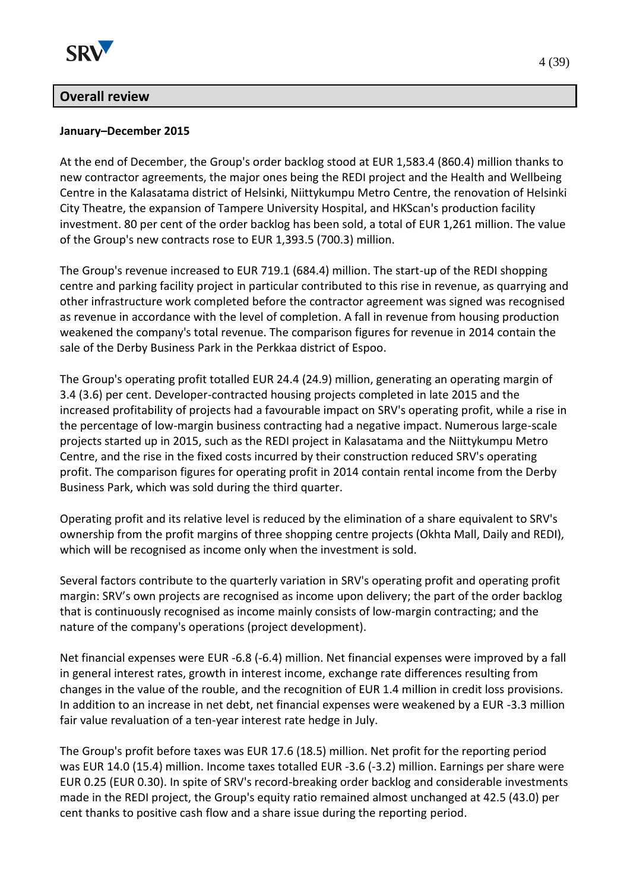## Overall review

**January–December 2015**

At the end of December, the Group's order backlog stood at EUR 1,583.4 (860.4) million thanks to new contractor agreements, the major ones being the REDI project and the Health and Wellbeing Centre in the Kalasatama district of Helsinki, Niittykumpu Metro Centre, the renovation of Helsinki City Theatre, the expansion of Tampere University Hospital, and HKScan's production facility investment. 80 per cent of the order backlog has been sold, a total of EUR 1,261 million. The value of the Group's new contracts rose to EUR 1,393.5 (700.3) million.

The Group's revenue increased to EUR 719.1 (684.4) million. The start-up of the REDI shopping centre and parking facility project in particular contributed to this rise in revenue, as quarrying and other infrastructure work completed before the contractor agreement was signed was recognised as revenue in accordance with the level of completion. A fall in revenue from housing production weakened the company's total revenue. The comparison figures for revenue in 2014 contain the sale of the Derby Business Park in the Perkkaa district of Espoo.

The Group's operating profit totalled EUR 24.4 (24.9) million, generating an operating margin of 3.4 (3.6) per cent. Developer-contracted housing projects completed in late 2015 and the increased profitability of projects had a favourable impact on SRV's operating profit, while a rise in the percentage of low-margin business contracting had a negative impact. Numerous large-scale projects started up in 2015, such as the REDI project in Kalasatama and the Niittykumpu Metro Centre, and the rise in the fixed costs incurred by their construction reduced SRV's operating profit. The comparison figures for operating profit in 2014 contain rental income from the Derby Business Park, which was sold during the third quarter.

Operating profit and its relative level is reduced by the elimination of a share equivalent to SRV's ownership from the profit margins of three shopping centre projects (Okhta Mall, Daily and REDI), which will be recognised as income only when the investment is sold.

Several factors contribute to the quarterly variation in SRV's operating profit and operating profit margin: SRV's own projects are recognised as income upon delivery; the part of the order backlog that is continuously recognised as income mainly consists of low-margin contracting; and the nature of the company's operations (project development).

Net financial expenses were EUR -6.8 (-6.4) million. Net financial expenses were improved by a fall in general interest rates, growth in interest income, exchange rate differences resulting from changes in the value of the rouble, and the recognition of EUR 1.4 million in credit loss provisions. In addition to an increase in net debt, net financial expenses were weakened by a EUR -3.3 million fair value revaluation of a ten-year interest rate hedge in July.

The Group's profit before taxes was EUR 17.6 (18.5) million. Net profit for the reporting period was EUR 14.0 (15.4) million. Income taxes totalled EUR -3.6 (-3.2) million. Earnings per share were EUR 0.25 (EUR 0.30). In spite of SRV's record-breaking order backlog and considerable investments made in the REDI project, the Group's equity ratio remained almost unchanged at 42.5 (43.0) per cent thanks to positive cash flow and a share issue during the reporting period.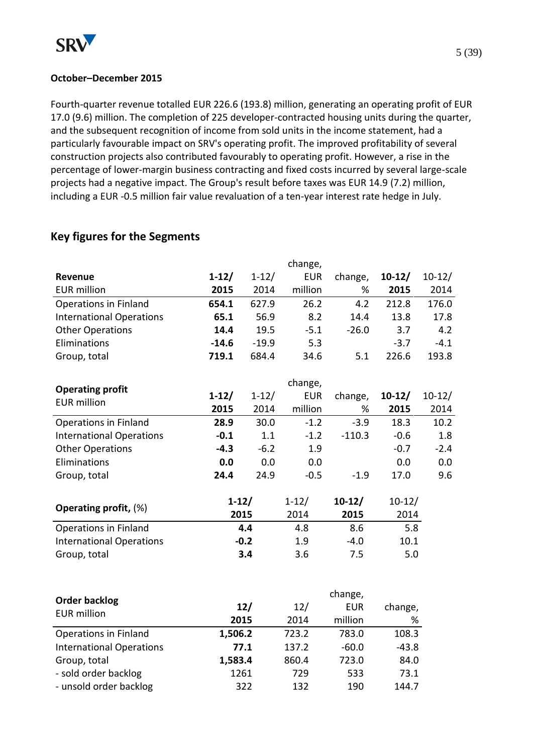**October–December 2015**

Fourth-quarter revenue totalled EUR 226.6 (193.8) million, generating an operating profit of EUR 17.0 (9.6) million. The completion of 225 developer-contracted housing units during the quarter, and the subsequent recognition of income from sold units in the income statement, had a particularly favourable impact on SRV's operating profit. The improved profitability of several construction projects also contributed favourably to operating profit. However, a rise in the percentage of lower-margin business contracting and fixed costs incurred by several large-scale projects had a negative impact. The Group's result before taxes was EUR 14.9 (7.2) million, including a EUR -0.5 million fair value revaluation of a ten-year interest rate hedge in July.

## Key figures for the Segments

| **Revenue** EUR million | **1-12/ 2015** | 1-12/ 2014 | change, EUR million | change, % | **10-12/ 2015** | 10-12/ 2014 |
|---|---|---|---|---|---|---|
| Operations in Finland | **654.1** | 627.9 | 26.2 | 4.2 | 212.8 | 176.0 |
| International Operations | **65.1** | 56.9 | 8.2 | 14.4 | 13.8 | 17.8 |
| Other Operations | **14.4** | 19.5 | -5.1 | -26.0 | 3.7 | 4.2 |
| Eliminations | **-14.6** | -19.9 | 5.3 | | -3.7 | -4.1 |
| Group, total | **719.1** | 684.4 | 34.6 | 5.1 | 226.6 | 193.8 |

| **Operating profit** EUR million | **1-12/ 2015** | 1-12/ 2014 | change, EUR million | change, % | **10-12/ 2015** | 10-12/ 2014 |
|---|---|---|---|---|---|---|
| Operations in Finland | **28.9** | 30.0 | -1.2 | -3.9 | 18.3 | 10.2 |
| International Operations | **-0.1** | 1.1 | -1.2 | -110.3 | -0.6 | 1.8 |
| Other Operations | **-4.3** | -6.2 | 1.9 | | -0.7 | -2.4 |
| Eliminations | **0.0** | 0.0 | 0.0 | | 0.0 | 0.0 |
| Group, total | **24.4** | 24.9 | -0.5 | -1.9 | 17.0 | 9.6 |

| **Operating profit,** (%) | **1-12/ 2015** | 1-12/ 2014 | **10-12/ 2015** | 10-12/ 2014 |
|---|---|---|---|---|
| Operations in Finland | **4.4** | 4.8 | 8.6 | 5.8 |
| International Operations | **-0.2** | 1.9 | -4.0 | 10.1 |
| Group, total | **3.4** | 3.6 | 7.5 | 5.0 |

| **Order backlog** EUR million | **12/ 2015** | 12/ 2014 | change, EUR million | change, % |
|---|---|---|---|---|
| Operations in Finland | **1,506.2** | 723.2 | 783.0 | 108.3 |
| International Operations | **77.1** | 137.2 | -60.0 | -43.8 |
| Group, total | **1,583.4** | 860.4 | 723.0 | 84.0 |
| - sold order backlog | 1261 | 729 | 533 | 73.1 |
| - unsold order backlog | 322 | 132 | 190 | 144.7 |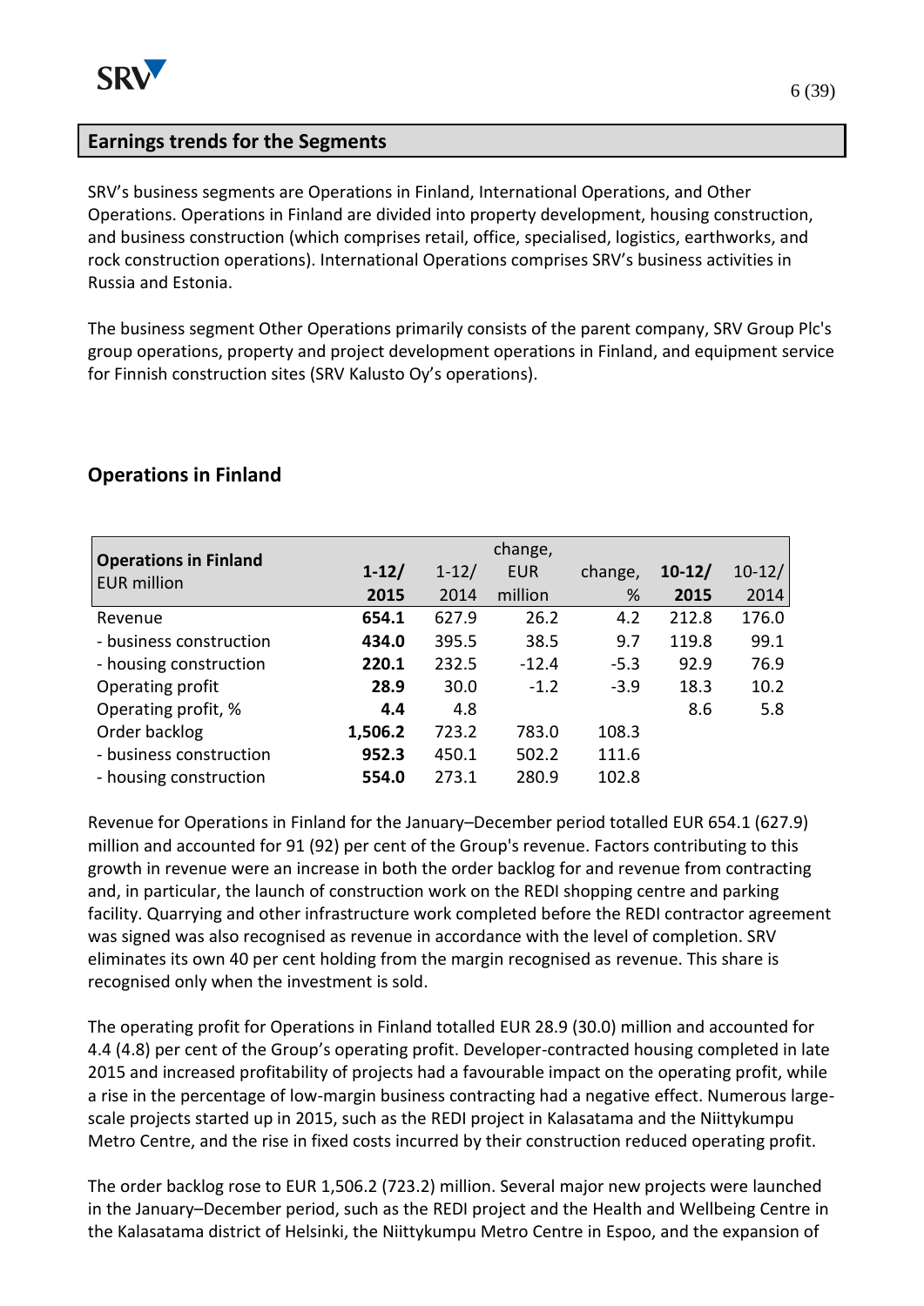## Earnings trends for the Segments

SRV's business segments are Operations in Finland, International Operations, and Other Operations. Operations in Finland are divided into property development, housing construction, and business construction (which comprises retail, office, specialised, logistics, earthworks, and rock construction operations). International Operations comprises SRV's business activities in Russia and Estonia.

The business segment Other Operations primarily consists of the parent company, SRV Group Plc's group operations, property and project development operations in Finland, and equipment service for Finnish construction sites (SRV Kalusto Oy's operations).

### Operations in Finland

| Operations in Finland EUR million | 1-12/ 2015 | 1-12/ 2014 | change, EUR million | change, % | 10-12/ 2015 | 10-12/ 2014 |
|---|---|---|---|---|---|---|
| Revenue | **654.1** | 627.9 | 26.2 | 4.2 | 212.8 | 176.0 |
| - business construction | **434.0** | 395.5 | 38.5 | 9.7 | 119.8 | 99.1 |
| - housing construction | **220.1** | 232.5 | -12.4 | -5.3 | 92.9 | 76.9 |
| Operating profit | **28.9** | 30.0 | -1.2 | -3.9 | 18.3 | 10.2 |
| Operating profit, % | **4.4** | 4.8 | | | 8.6 | 5.8 |
| Order backlog | **1,506.2** | 723.2 | 783.0 | 108.3 | | |
| - business construction | **952.3** | 450.1 | 502.2 | 111.6 | | |
| - housing construction | **554.0** | 273.1 | 280.9 | 102.8 | | |

Revenue for Operations in Finland for the January–December period totalled EUR 654.1 (627.9) million and accounted for 91 (92) per cent of the Group's revenue. Factors contributing to this growth in revenue were an increase in both the order backlog for and revenue from contracting and, in particular, the launch of construction work on the REDI shopping centre and parking facility. Quarrying and other infrastructure work completed before the REDI contractor agreement was signed was also recognised as revenue in accordance with the level of completion. SRV eliminates its own 40 per cent holding from the margin recognised as revenue. This share is recognised only when the investment is sold.

The operating profit for Operations in Finland totalled EUR 28.9 (30.0) million and accounted for 4.4 (4.8) per cent of the Group's operating profit. Developer-contracted housing completed in late 2015 and increased profitability of projects had a favourable impact on the operating profit, while a rise in the percentage of low-margin business contracting had a negative effect. Numerous large-scale projects started up in 2015, such as the REDI project in Kalasatama and the Niittykumpu Metro Centre, and the rise in fixed costs incurred by their construction reduced operating profit.

The order backlog rose to EUR 1,506.2 (723.2) million. Several major new projects were launched in the January–December period, such as the REDI project and the Health and Wellbeing Centre in the Kalasatama district of Helsinki, the Niittykumpu Metro Centre in Espoo, and the expansion of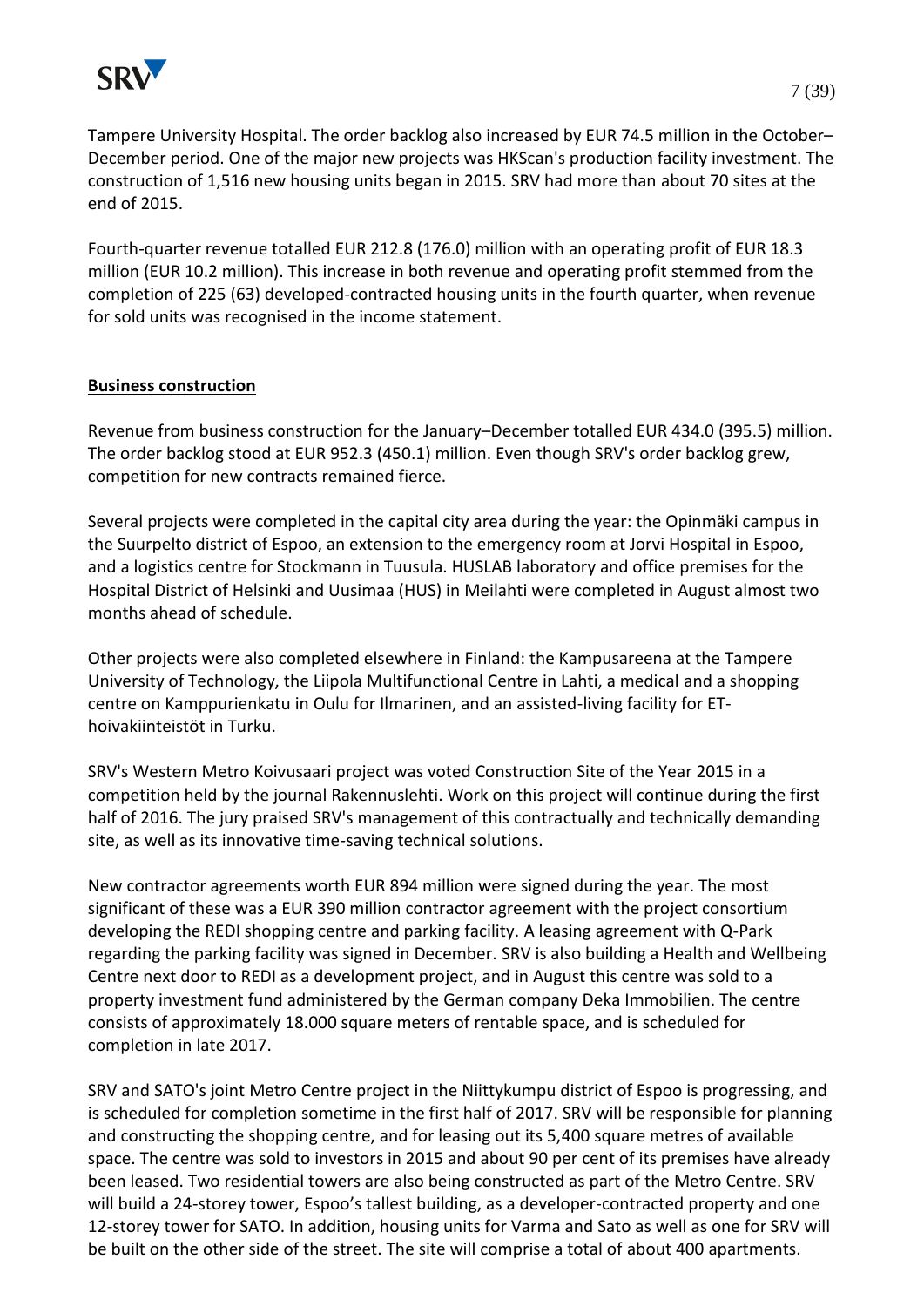Tampere University Hospital. The order backlog also increased by EUR 74.5 million in the October–December period. One of the major new projects was HKScan's production facility investment. The construction of 1,516 new housing units began in 2015. SRV had more than about 70 sites at the end of 2015.

Fourth-quarter revenue totalled EUR 212.8 (176.0) million with an operating profit of EUR 18.3 million (EUR 10.2 million). This increase in both revenue and operating profit stemmed from the completion of 225 (63) developed-contracted housing units in the fourth quarter, when revenue for sold units was recognised in the income statement.

## Business construction

Revenue from business construction for the January–December totalled EUR 434.0 (395.5) million. The order backlog stood at EUR 952.3 (450.1) million. Even though SRV's order backlog grew, competition for new contracts remained fierce.

Several projects were completed in the capital city area during the year: the Opinmäki campus in the Suurpelto district of Espoo, an extension to the emergency room at Jorvi Hospital in Espoo, and a logistics centre for Stockmann in Tuusula. HUSLAB laboratory and office premises for the Hospital District of Helsinki and Uusimaa (HUS) in Meilahti were completed in August almost two months ahead of schedule.

Other projects were also completed elsewhere in Finland: the Kampusareena at the Tampere University of Technology, the Liipola Multifunctional Centre in Lahti, a medical and a shopping centre on Kamppurienkatu in Oulu for Ilmarinen, and an assisted-living facility for ET-hoivakiinteistöt in Turku.

SRV's Western Metro Koivusaari project was voted Construction Site of the Year 2015 in a competition held by the journal Rakennuslehti. Work on this project will continue during the first half of 2016. The jury praised SRV's management of this contractually and technically demanding site, as well as its innovative time-saving technical solutions.

New contractor agreements worth EUR 894 million were signed during the year. The most significant of these was a EUR 390 million contractor agreement with the project consortium developing the REDI shopping centre and parking facility. A leasing agreement with Q-Park regarding the parking facility was signed in December. SRV is also building a Health and Wellbeing Centre next door to REDI as a development project, and in August this centre was sold to a property investment fund administered by the German company Deka Immobilien. The centre consists of approximately 18.000 square meters of rentable space, and is scheduled for completion in late 2017.

SRV and SATO's joint Metro Centre project in the Niittykumpu district of Espoo is progressing, and is scheduled for completion sometime in the first half of 2017. SRV will be responsible for planning and constructing the shopping centre, and for leasing out its 5,400 square metres of available space. The centre was sold to investors in 2015 and about 90 per cent of its premises have already been leased. Two residential towers are also being constructed as part of the Metro Centre. SRV will build a 24-storey tower, Espoo's tallest building, as a developer-contracted property and one 12-storey tower for SATO. In addition, housing units for Varma and Sato as well as one for SRV will be built on the other side of the street. The site will comprise a total of about 400 apartments.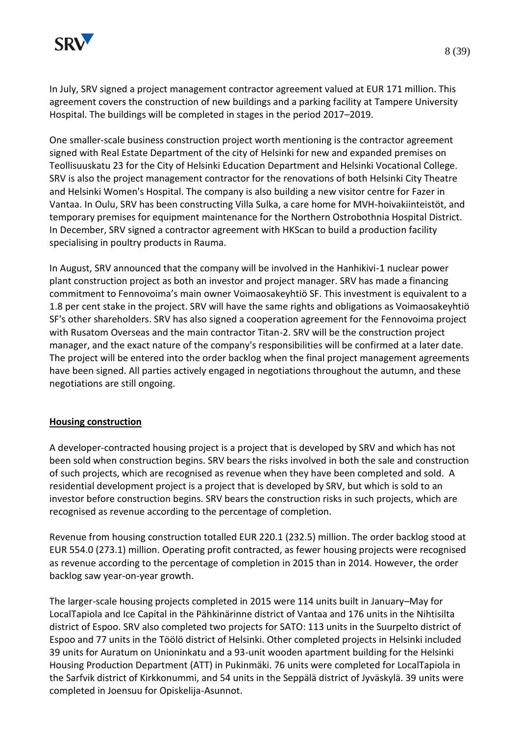In July, SRV signed a project management contractor agreement valued at EUR 171 million. This agreement covers the construction of new buildings and a parking facility at Tampere University Hospital. The buildings will be completed in stages in the period 2017–2019.

One smaller-scale business construction project worth mentioning is the contractor agreement signed with Real Estate Department of the city of Helsinki for new and expanded premises on Teollisuuskatu 23 for the City of Helsinki Education Department and Helsinki Vocational College. SRV is also the project management contractor for the renovations of both Helsinki City Theatre and Helsinki Women's Hospital. The company is also building a new visitor centre for Fazer in Vantaa. In Oulu, SRV has been constructing Villa Sulka, a care home for MVH-hoivakiinteistöt, and temporary premises for equipment maintenance for the Northern Ostrobothnia Hospital District. In December, SRV signed a contractor agreement with HKScan to build a production facility specialising in poultry products in Rauma.

In August, SRV announced that the company will be involved in the Hanhikivi-1 nuclear power plant construction project as both an investor and project manager. SRV has made a financing commitment to Fennovoima's main owner Voimaosakeyhtiö SF. This investment is equivalent to a 1.8 per cent stake in the project. SRV will have the same rights and obligations as Voimaosakeyhtiö SF's other shareholders. SRV has also signed a cooperation agreement for the Fennovoima project with Rusatom Overseas and the main contractor Titan-2. SRV will be the construction project manager, and the exact nature of the company's responsibilities will be confirmed at a later date. The project will be entered into the order backlog when the final project management agreements have been signed. All parties actively engaged in negotiations throughout the autumn, and these negotiations are still ongoing.

## Housing construction

A developer-contracted housing project is a project that is developed by SRV and which has not been sold when construction begins. SRV bears the risks involved in both the sale and construction of such projects, which are recognised as revenue when they have been completed and sold. A residential development project is a project that is developed by SRV, but which is sold to an investor before construction begins. SRV bears the construction risks in such projects, which are recognised as revenue according to the percentage of completion.

Revenue from housing construction totalled EUR 220.1 (232.5) million. The order backlog stood at EUR 554.0 (273.1) million. Operating profit contracted, as fewer housing projects were recognised as revenue according to the percentage of completion in 2015 than in 2014. However, the order backlog saw year-on-year growth.

The larger-scale housing projects completed in 2015 were 114 units built in January–May for LocalTapiola and Ice Capital in the Pähkinärinne district of Vantaa and 176 units in the Nihtisilta district of Espoo. SRV also completed two projects for SATO: 113 units in the Suurpelto district of Espoo and 77 units in the Töölö district of Helsinki. Other completed projects in Helsinki included 39 units for Auratum on Unioninkatu and a 93-unit wooden apartment building for the Helsinki Housing Production Department (ATT) in Pukinmäki. 76 units were completed for LocalTapiola in the Sarfvik district of Kirkkonummi, and 54 units in the Seppälä district of Jyväskylä. 39 units were completed in Joensuu for Opiskelija-Asunnot.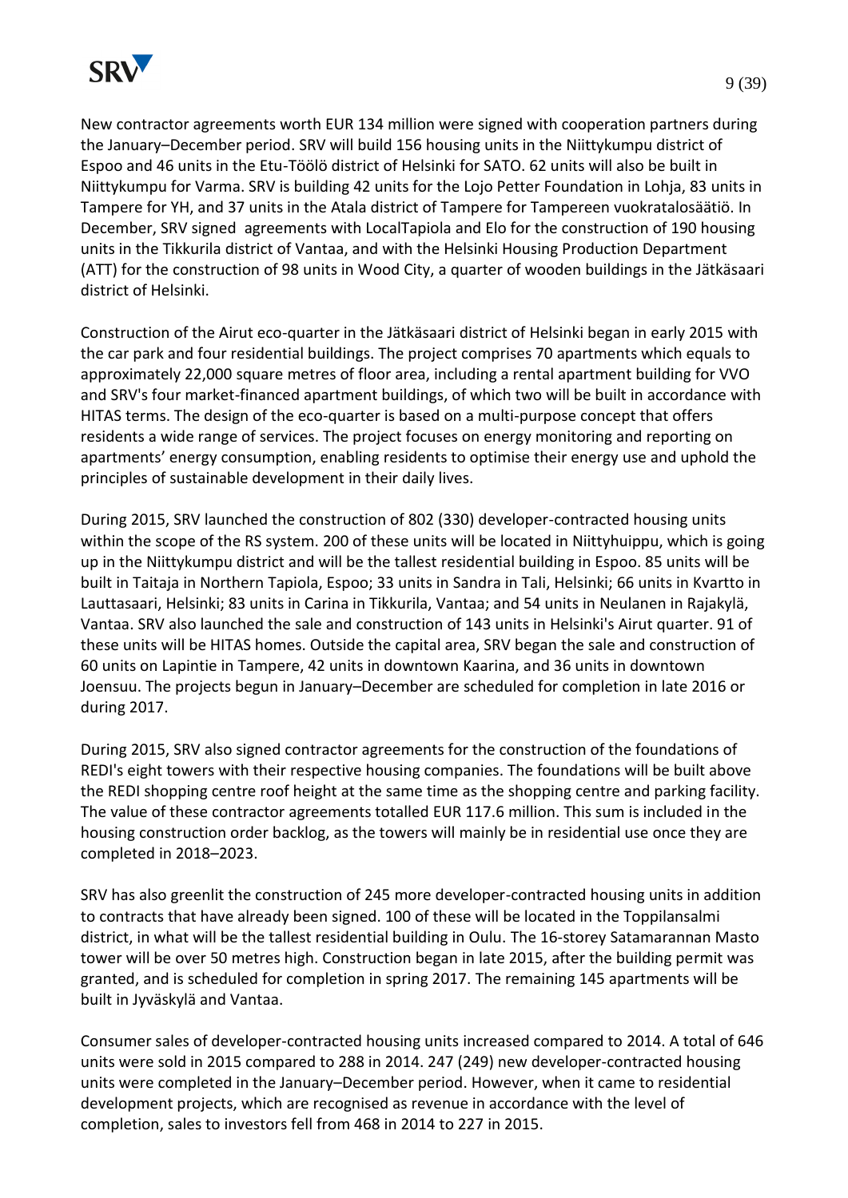New contractor agreements worth EUR 134 million were signed with cooperation partners during the January–December period. SRV will build 156 housing units in the Niittykumpu district of Espoo and 46 units in the Etu-Töölö district of Helsinki for SATO. 62 units will also be built in Niittykumpu for Varma. SRV is building 42 units for the Lojo Petter Foundation in Lohja, 83 units in Tampere for YH, and 37 units in the Atala district of Tampere for Tampereen vuokratalosäätiö. In December, SRV signed agreements with LocalTapiola and Elo for the construction of 190 housing units in the Tikkurila district of Vantaa, and with the Helsinki Housing Production Department (ATT) for the construction of 98 units in Wood City, a quarter of wooden buildings in the Jätkäsaari district of Helsinki.

Construction of the Airut eco-quarter in the Jätkäsaari district of Helsinki began in early 2015 with the car park and four residential buildings. The project comprises 70 apartments which equals to approximately 22,000 square metres of floor area, including a rental apartment building for VVO and SRV's four market-financed apartment buildings, of which two will be built in accordance with HITAS terms. The design of the eco-quarter is based on a multi-purpose concept that offers residents a wide range of services. The project focuses on energy monitoring and reporting on apartments' energy consumption, enabling residents to optimise their energy use and uphold the principles of sustainable development in their daily lives.

During 2015, SRV launched the construction of 802 (330) developer-contracted housing units within the scope of the RS system. 200 of these units will be located in Niittyhuippu, which is going up in the Niittykumpu district and will be the tallest residential building in Espoo. 85 units will be built in Taitaja in Northern Tapiola, Espoo; 33 units in Sandra in Tali, Helsinki; 66 units in Kvartto in Lauttasaari, Helsinki; 83 units in Carina in Tikkurila, Vantaa; and 54 units in Neulanen in Rajakylä, Vantaa. SRV also launched the sale and construction of 143 units in Helsinki's Airut quarter. 91 of these units will be HITAS homes. Outside the capital area, SRV began the sale and construction of 60 units on Lapintie in Tampere, 42 units in downtown Kaarina, and 36 units in downtown Joensuu. The projects begun in January–December are scheduled for completion in late 2016 or during 2017.

During 2015, SRV also signed contractor agreements for the construction of the foundations of REDI's eight towers with their respective housing companies. The foundations will be built above the REDI shopping centre roof height at the same time as the shopping centre and parking facility. The value of these contractor agreements totalled EUR 117.6 million. This sum is included in the housing construction order backlog, as the towers will mainly be in residential use once they are completed in 2018–2023.

SRV has also greenlit the construction of 245 more developer-contracted housing units in addition to contracts that have already been signed. 100 of these will be located in the Toppilansalmi district, in what will be the tallest residential building in Oulu. The 16-storey Satamarannan Masto tower will be over 50 metres high. Construction began in late 2015, after the building permit was granted, and is scheduled for completion in spring 2017. The remaining 145 apartments will be built in Jyväskylä and Vantaa.

Consumer sales of developer-contracted housing units increased compared to 2014. A total of 646 units were sold in 2015 compared to 288 in 2014. 247 (249) new developer-contracted housing units were completed in the January–December period. However, when it came to residential development projects, which are recognised as revenue in accordance with the level of completion, sales to investors fell from 468 in 2014 to 227 in 2015.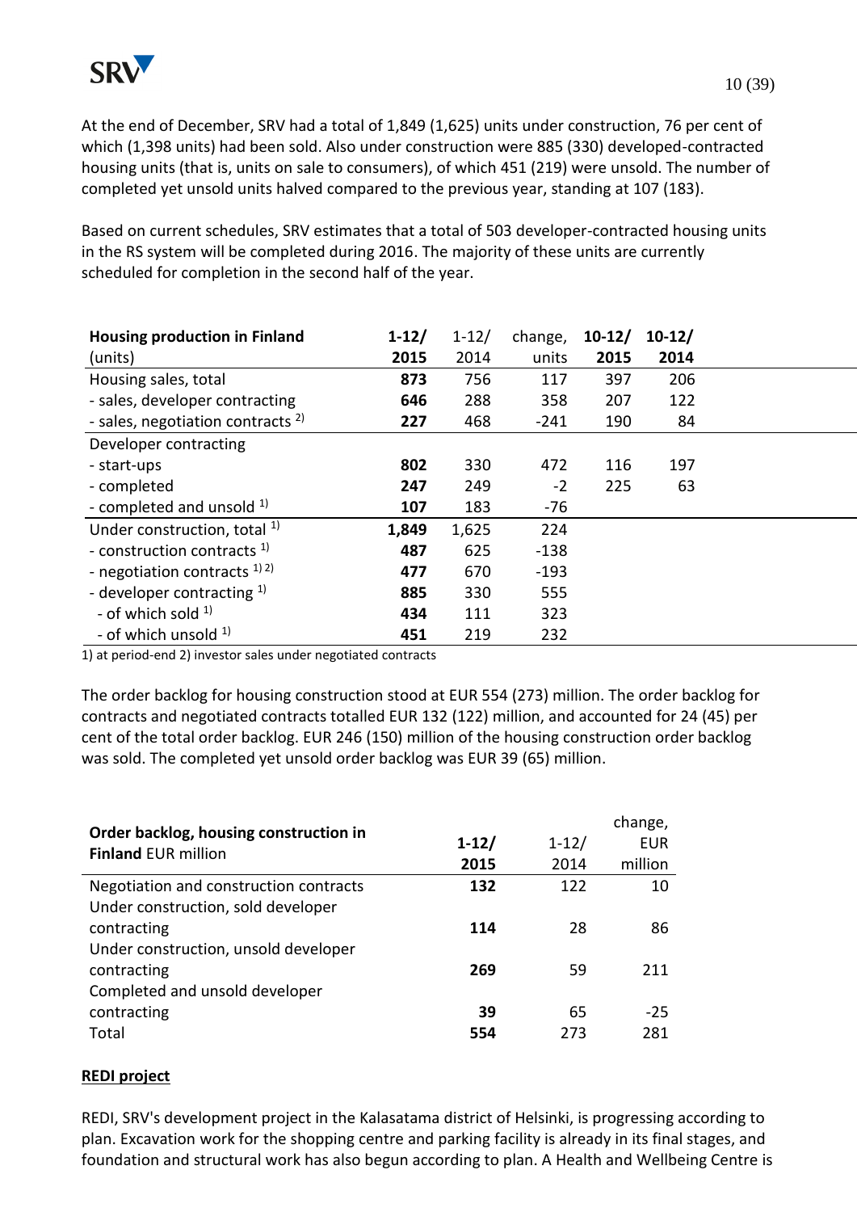At the end of December, SRV had a total of 1,849 (1,625) units under construction, 76 per cent of which (1,398 units) had been sold. Also under construction were 885 (330) developed-contracted housing units (that is, units on sale to consumers), of which 451 (219) were unsold. The number of completed yet unsold units halved compared to the previous year, standing at 107 (183).

Based on current schedules, SRV estimates that a total of 503 developer-contracted housing units in the RS system will be completed during 2016. The majority of these units are currently scheduled for completion in the second half of the year.

| **Housing production in Finland** (units) | **1-12/ 2015** | 1-12/ 2014 | change, units | **10-12/ 2015** | **10-12/ 2014** |
|---|---|---|---|---|---|
| Housing sales, total | **873** | 756 | 117 | 397 | 206 |
| - sales, developer contracting | **646** | 288 | 358 | 207 | 122 |
| - sales, negotiation contracts [2] | **227** | 468 | -241 | 190 | 84 |
| Developer contracting | | | | | |
| - start-ups | **802** | 330 | 472 | 116 | 197 |
| - completed | **247** | 249 | -2 | 225 | 63 |
| - completed and unsold [1] | **107** | 183 | -76 | | |
| Under construction, total [1] | **1,849** | 1,625 | 224 | | |
| - construction contracts [1] | **487** | 625 | -138 | | |
| - negotiation contracts [1] [2] | **477** | 670 | -193 | | |
| - developer contracting [1] | **885** | 330 | 555 | | |
| - of which sold [1] | **434** | 111 | 323 | | |
| - of which unsold [1] | **451** | 219 | 232 | | |

1) at period-end 2) investor sales under negotiated contracts

The order backlog for housing construction stood at EUR 554 (273) million. The order backlog for contracts and negotiated contracts totalled EUR 132 (122) million, and accounted for 24 (45) per cent of the total order backlog. EUR 246 (150) million of the housing construction order backlog was sold. The completed yet unsold order backlog was EUR 39 (65) million.

| **Order backlog, housing construction in Finland** EUR million | **1-12/ 2015** | 1-12/ 2014 | change, EUR million |
|---|---|---|---|
| Negotiation and construction contracts | **132** | 122 | 10 |
| Under construction, sold developer contracting | **114** | 28 | 86 |
| Under construction, unsold developer contracting | **269** | 59 | 211 |
| Completed and unsold developer contracting | **39** | 65 | -25 |
| Total | **554** | 273 | 281 |

**REDI project**

REDI, SRV's development project in the Kalasatama district of Helsinki, is progressing according to plan. Excavation work for the shopping centre and parking facility is already in its final stages, and foundation and structural work has also begun according to plan. A Health and Wellbeing Centre is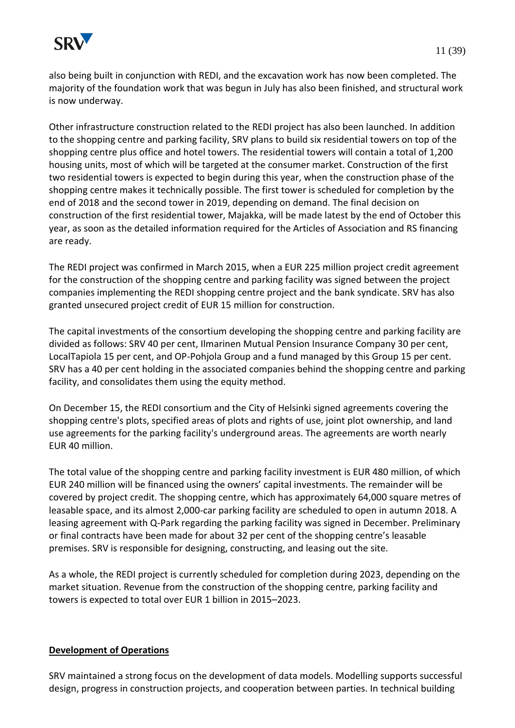also being built in conjunction with REDI, and the excavation work has now been completed. The majority of the foundation work that was begun in July has also been finished, and structural work is now underway.

Other infrastructure construction related to the REDI project has also been launched. In addition to the shopping centre and parking facility, SRV plans to build six residential towers on top of the shopping centre plus office and hotel towers. The residential towers will contain a total of 1,200 housing units, most of which will be targeted at the consumer market. Construction of the first two residential towers is expected to begin during this year, when the construction phase of the shopping centre makes it technically possible. The first tower is scheduled for completion by the end of 2018 and the second tower in 2019, depending on demand. The final decision on construction of the first residential tower, Majakka, will be made latest by the end of October this year, as soon as the detailed information required for the Articles of Association and RS financing are ready.

The REDI project was confirmed in March 2015, when a EUR 225 million project credit agreement for the construction of the shopping centre and parking facility was signed between the project companies implementing the REDI shopping centre project and the bank syndicate. SRV has also granted unsecured project credit of EUR 15 million for construction.

The capital investments of the consortium developing the shopping centre and parking facility are divided as follows: SRV 40 per cent, Ilmarinen Mutual Pension Insurance Company 30 per cent, LocalTapiola 15 per cent, and OP-Pohjola Group and a fund managed by this Group 15 per cent. SRV has a 40 per cent holding in the associated companies behind the shopping centre and parking facility, and consolidates them using the equity method.

On December 15, the REDI consortium and the City of Helsinki signed agreements covering the shopping centre's plots, specified areas of plots and rights of use, joint plot ownership, and land use agreements for the parking facility's underground areas. The agreements are worth nearly EUR 40 million.

The total value of the shopping centre and parking facility investment is EUR 480 million, of which EUR 240 million will be financed using the owners' capital investments. The remainder will be covered by project credit. The shopping centre, which has approximately 64,000 square metres of leasable space, and its almost 2,000-car parking facility are scheduled to open in autumn 2018. A leasing agreement with Q-Park regarding the parking facility was signed in December. Preliminary or final contracts have been made for about 32 per cent of the shopping centre's leasable premises. SRV is responsible for designing, constructing, and leasing out the site.

As a whole, the REDI project is currently scheduled for completion during 2023, depending on the market situation. Revenue from the construction of the shopping centre, parking facility and towers is expected to total over EUR 1 billion in 2015–2023.

## Development of Operations

SRV maintained a strong focus on the development of data models. Modelling supports successful design, progress in construction projects, and cooperation between parties. In technical building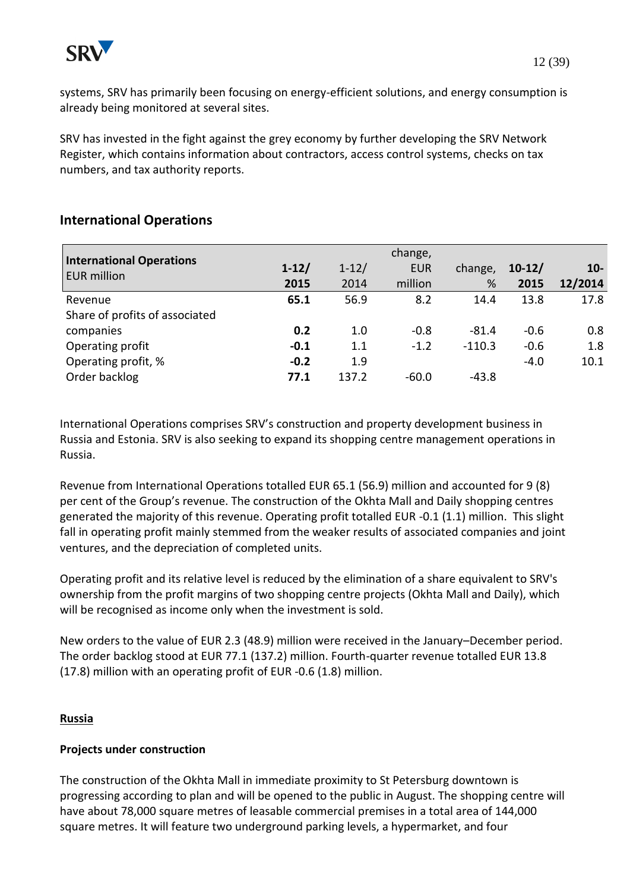systems, SRV has primarily been focusing on energy-efficient solutions, and energy consumption is already being monitored at several sites.

SRV has invested in the fight against the grey economy by further developing the SRV Network Register, which contains information about contractors, access control systems, checks on tax numbers, and tax authority reports.

## International Operations

| **International Operations** EUR million | **1-12/ 2015** | 1-12/ 2014 | change, EUR million | change, % | **10-12/ 2015** | **10-12/2014** |
|---|---|---|---|---|---|---|
| Revenue | **65.1** | 56.9 | 8.2 | 14.4 | 13.8 | 17.8 |
| Share of profits of associated companies | **0.2** | 1.0 | -0.8 | -81.4 | -0.6 | 0.8 |
| Operating profit | **-0.1** | 1.1 | -1.2 | -110.3 | -0.6 | 1.8 |
| Operating profit, % | **-0.2** | 1.9 | | | -4.0 | 10.1 |
| Order backlog | **77.1** | 137.2 | -60.0 | -43.8 | | |

International Operations comprises SRV's construction and property development business in Russia and Estonia. SRV is also seeking to expand its shopping centre management operations in Russia.

Revenue from International Operations totalled EUR 65.1 (56.9) million and accounted for 9 (8) per cent of the Group's revenue. The construction of the Okhta Mall and Daily shopping centres generated the majority of this revenue. Operating profit totalled EUR -0.1 (1.1) million. This slight fall in operating profit mainly stemmed from the weaker results of associated companies and joint ventures, and the depreciation of completed units.

Operating profit and its relative level is reduced by the elimination of a share equivalent to SRV's ownership from the profit margins of two shopping centre projects (Okhta Mall and Daily), which will be recognised as income only when the investment is sold.

New orders to the value of EUR 2.3 (48.9) million were received in the January–December period. The order backlog stood at EUR 77.1 (137.2) million. Fourth-quarter revenue totalled EUR 13.8 (17.8) million with an operating profit of EUR -0.6 (1.8) million.

**Russia**

**Projects under construction**

The construction of the Okhta Mall in immediate proximity to St Petersburg downtown is progressing according to plan and will be opened to the public in August. The shopping centre will have about 78,000 square metres of leasable commercial premises in a total area of 144,000 square metres. It will feature two underground parking levels, a hypermarket, and four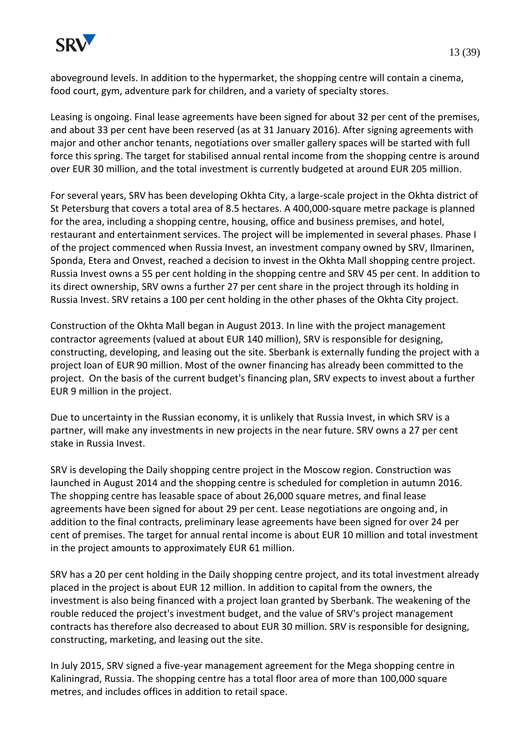aboveground levels. In addition to the hypermarket, the shopping centre will contain a cinema, food court, gym, adventure park for children, and a variety of specialty stores.

Leasing is ongoing. Final lease agreements have been signed for about 32 per cent of the premises, and about 33 per cent have been reserved (as at 31 January 2016). After signing agreements with major and other anchor tenants, negotiations over smaller gallery spaces will be started with full force this spring. The target for stabilised annual rental income from the shopping centre is around over EUR 30 million, and the total investment is currently budgeted at around EUR 205 million.

For several years, SRV has been developing Okhta City, a large-scale project in the Okhta district of St Petersburg that covers a total area of 8.5 hectares. A 400,000-square metre package is planned for the area, including a shopping centre, housing, office and business premises, and hotel, restaurant and entertainment services. The project will be implemented in several phases. Phase I of the project commenced when Russia Invest, an investment company owned by SRV, Ilmarinen, Sponda, Etera and Onvest, reached a decision to invest in the Okhta Mall shopping centre project. Russia Invest owns a 55 per cent holding in the shopping centre and SRV 45 per cent. In addition to its direct ownership, SRV owns a further 27 per cent share in the project through its holding in Russia Invest. SRV retains a 100 per cent holding in the other phases of the Okhta City project.

Construction of the Okhta Mall began in August 2013. In line with the project management contractor agreements (valued at about EUR 140 million), SRV is responsible for designing, constructing, developing, and leasing out the site. Sberbank is externally funding the project with a project loan of EUR 90 million. Most of the owner financing has already been committed to the project. On the basis of the current budget's financing plan, SRV expects to invest about a further EUR 9 million in the project.

Due to uncertainty in the Russian economy, it is unlikely that Russia Invest, in which SRV is a partner, will make any investments in new projects in the near future. SRV owns a 27 per cent stake in Russia Invest.

SRV is developing the Daily shopping centre project in the Moscow region. Construction was launched in August 2014 and the shopping centre is scheduled for completion in autumn 2016. The shopping centre has leasable space of about 26,000 square metres, and final lease agreements have been signed for about 29 per cent. Lease negotiations are ongoing and, in addition to the final contracts, preliminary lease agreements have been signed for over 24 per cent of premises. The target for annual rental income is about EUR 10 million and total investment in the project amounts to approximately EUR 61 million.

SRV has a 20 per cent holding in the Daily shopping centre project, and its total investment already placed in the project is about EUR 12 million. In addition to capital from the owners, the investment is also being financed with a project loan granted by Sberbank. The weakening of the rouble reduced the project's investment budget, and the value of SRV's project management contracts has therefore also decreased to about EUR 30 million. SRV is responsible for designing, constructing, marketing, and leasing out the site.

In July 2015, SRV signed a five-year management agreement for the Mega shopping centre in Kaliningrad, Russia. The shopping centre has a total floor area of more than 100,000 square metres, and includes offices in addition to retail space.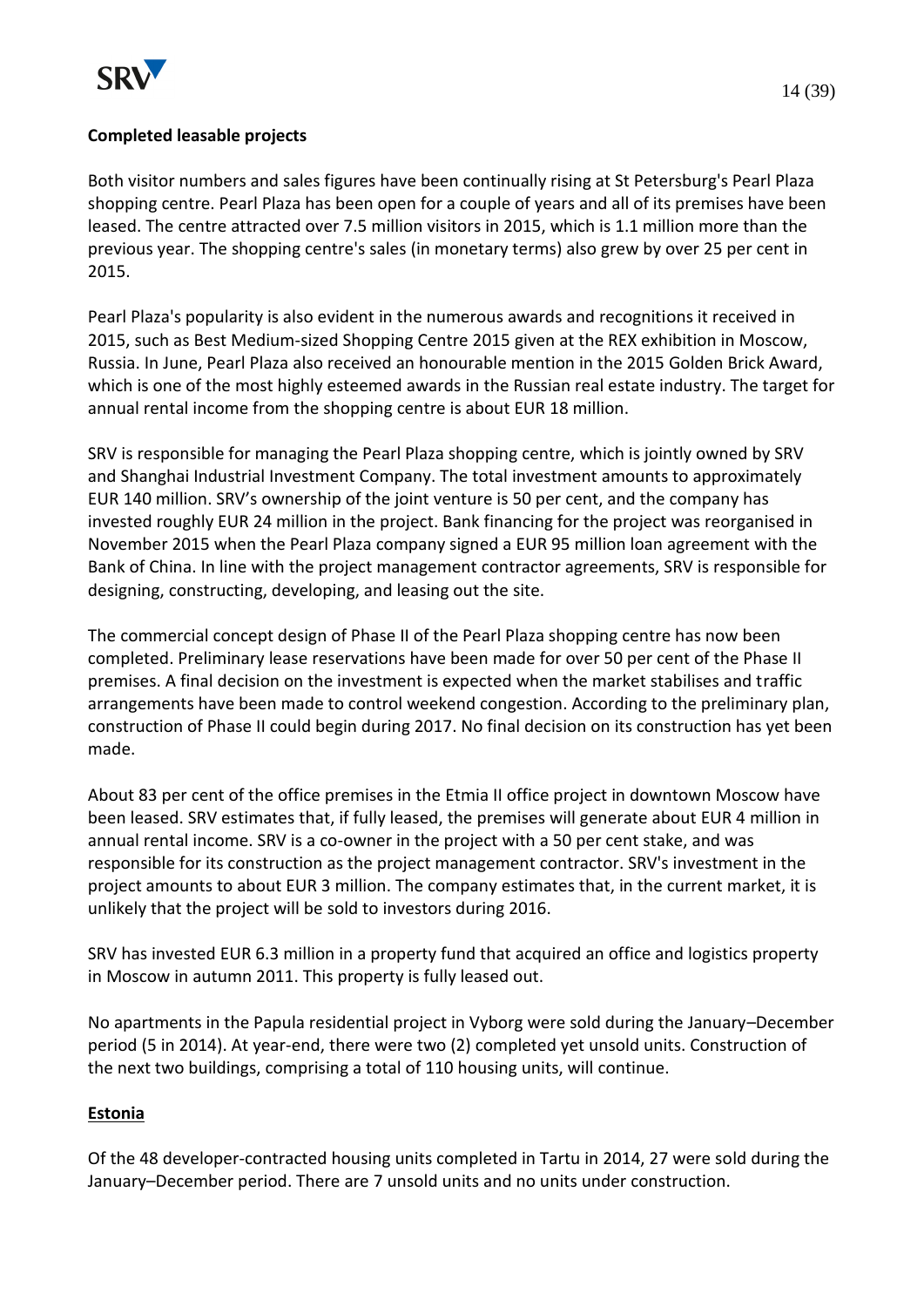**Completed leasable projects**

Both visitor numbers and sales figures have been continually rising at St Petersburg's Pearl Plaza shopping centre. Pearl Plaza has been open for a couple of years and all of its premises have been leased. The centre attracted over 7.5 million visitors in 2015, which is 1.1 million more than the previous year. The shopping centre's sales (in monetary terms) also grew by over 25 per cent in 2015.

Pearl Plaza's popularity is also evident in the numerous awards and recognitions it received in 2015, such as Best Medium-sized Shopping Centre 2015 given at the REX exhibition in Moscow, Russia. In June, Pearl Plaza also received an honourable mention in the 2015 Golden Brick Award, which is one of the most highly esteemed awards in the Russian real estate industry. The target for annual rental income from the shopping centre is about EUR 18 million.

SRV is responsible for managing the Pearl Plaza shopping centre, which is jointly owned by SRV and Shanghai Industrial Investment Company. The total investment amounts to approximately EUR 140 million. SRV's ownership of the joint venture is 50 per cent, and the company has invested roughly EUR 24 million in the project. Bank financing for the project was reorganised in November 2015 when the Pearl Plaza company signed a EUR 95 million loan agreement with the Bank of China. In line with the project management contractor agreements, SRV is responsible for designing, constructing, developing, and leasing out the site.

The commercial concept design of Phase II of the Pearl Plaza shopping centre has now been completed. Preliminary lease reservations have been made for over 50 per cent of the Phase II premises. A final decision on the investment is expected when the market stabilises and traffic arrangements have been made to control weekend congestion. According to the preliminary plan, construction of Phase II could begin during 2017. No final decision on its construction has yet been made.

About 83 per cent of the office premises in the Etmia II office project in downtown Moscow have been leased. SRV estimates that, if fully leased, the premises will generate about EUR 4 million in annual rental income. SRV is a co-owner in the project with a 50 per cent stake, and was responsible for its construction as the project management contractor. SRV's investment in the project amounts to about EUR 3 million. The company estimates that, in the current market, it is unlikely that the project will be sold to investors during 2016.

SRV has invested EUR 6.3 million in a property fund that acquired an office and logistics property in Moscow in autumn 2011. This property is fully leased out.

No apartments in the Papula residential project in Vyborg were sold during the January–December period (5 in 2014). At year-end, there were two (2) completed yet unsold units. Construction of the next two buildings, comprising a total of 110 housing units, will continue.

**Estonia**

Of the 48 developer-contracted housing units completed in Tartu in 2014, 27 were sold during the January–December period. There are 7 unsold units and no units under construction.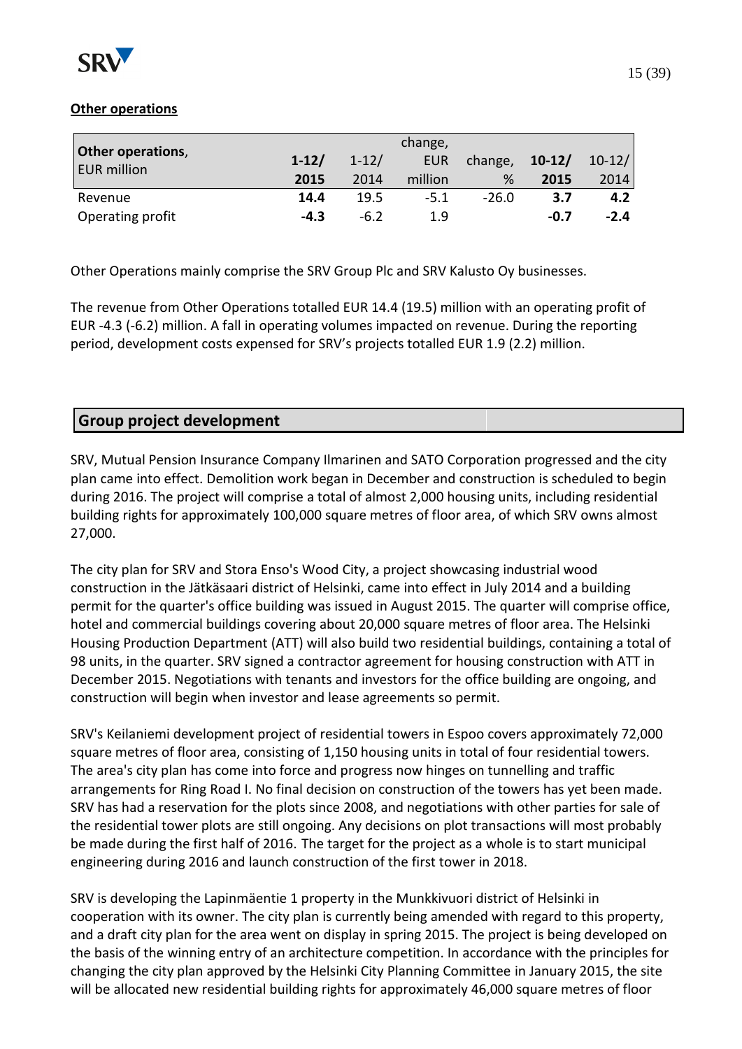**Other operations**

| Other operations, EUR million | 1-12/ 2015 | 1-12/ 2014 | change, EUR million | change, % | 10-12/ 2015 | 10-12/ 2014 |
|---|---|---|---|---|---|---|
| Revenue | **14.4** | 19.5 | -5.1 | -26.0 | **3.7** | **4.2** |
| Operating profit | **-4.3** | -6.2 | 1.9 | | **-0.7** | **-2.4** |

Other Operations mainly comprise the SRV Group Plc and SRV Kalusto Oy businesses.

The revenue from Other Operations totalled EUR 14.4 (19.5) million with an operating profit of EUR -4.3 (-6.2) million. A fall in operating volumes impacted on revenue. During the reporting period, development costs expensed for SRV's projects totalled EUR 1.9 (2.2) million.

## Group project development

SRV, Mutual Pension Insurance Company Ilmarinen and SATO Corporation progressed and the city plan came into effect. Demolition work began in December and construction is scheduled to begin during 2016. The project will comprise a total of almost 2,000 housing units, including residential building rights for approximately 100,000 square metres of floor area, of which SRV owns almost 27,000.

The city plan for SRV and Stora Enso's Wood City, a project showcasing industrial wood construction in the Jätkäsaari district of Helsinki, came into effect in July 2014 and a building permit for the quarter's office building was issued in August 2015. The quarter will comprise office, hotel and commercial buildings covering about 20,000 square metres of floor area. The Helsinki Housing Production Department (ATT) will also build two residential buildings, containing a total of 98 units, in the quarter. SRV signed a contractor agreement for housing construction with ATT in December 2015. Negotiations with tenants and investors for the office building are ongoing, and construction will begin when investor and lease agreements so permit.

SRV's Keilaniemi development project of residential towers in Espoo covers approximately 72,000 square metres of floor area, consisting of 1,150 housing units in total of four residential towers. The area's city plan has come into force and progress now hinges on tunnelling and traffic arrangements for Ring Road I. No final decision on construction of the towers has yet been made. SRV has had a reservation for the plots since 2008, and negotiations with other parties for sale of the residential tower plots are still ongoing. Any decisions on plot transactions will most probably be made during the first half of 2016. The target for the project as a whole is to start municipal engineering during 2016 and launch construction of the first tower in 2018.

SRV is developing the Lapinmäentie 1 property in the Munkkivuori district of Helsinki in cooperation with its owner. The city plan is currently being amended with regard to this property, and a draft city plan for the area went on display in spring 2015. The project is being developed on the basis of the winning entry of an architecture competition. In accordance with the principles for changing the city plan approved by the Helsinki City Planning Committee in January 2015, the site will be allocated new residential building rights for approximately 46,000 square metres of floor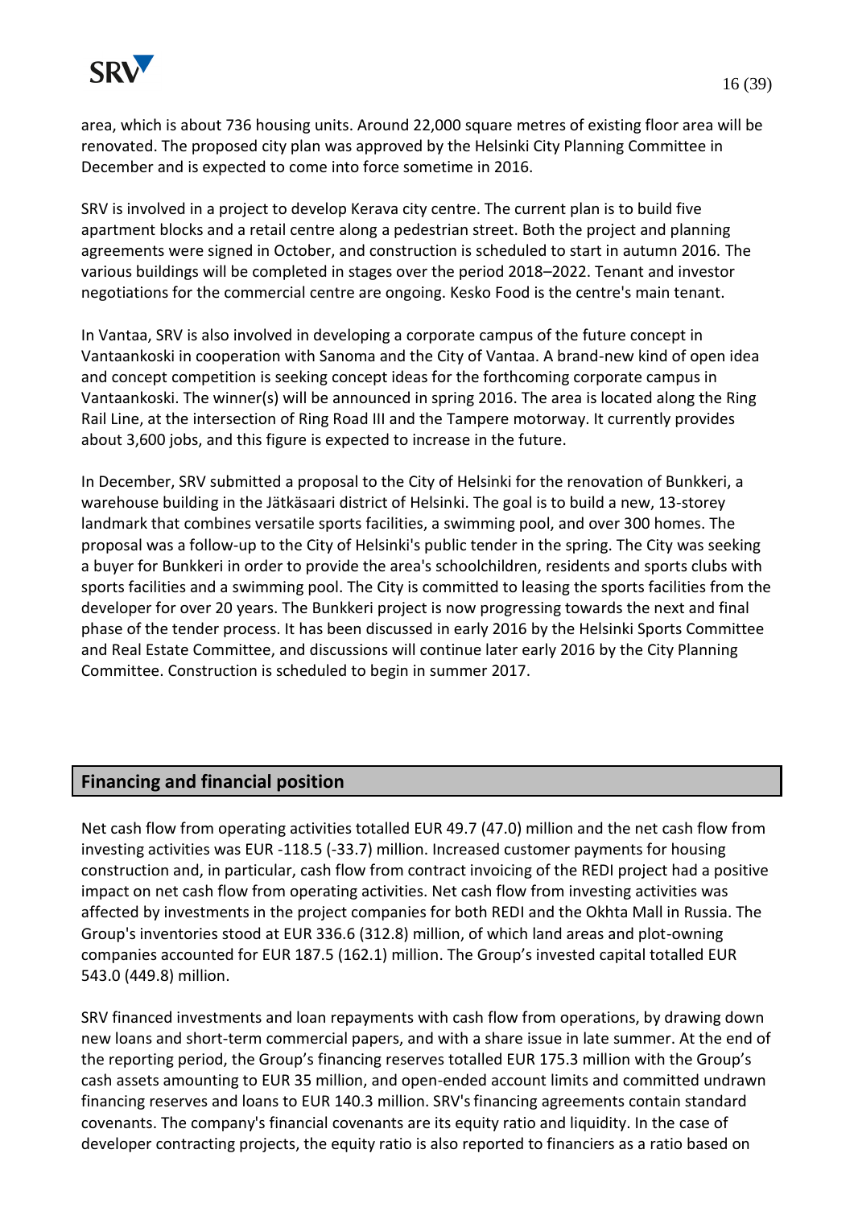area, which is about 736 housing units. Around 22,000 square metres of existing floor area will be renovated. The proposed city plan was approved by the Helsinki City Planning Committee in December and is expected to come into force sometime in 2016.

SRV is involved in a project to develop Kerava city centre. The current plan is to build five apartment blocks and a retail centre along a pedestrian street. Both the project and planning agreements were signed in October, and construction is scheduled to start in autumn 2016. The various buildings will be completed in stages over the period 2018–2022. Tenant and investor negotiations for the commercial centre are ongoing. Kesko Food is the centre's main tenant.

In Vantaa, SRV is also involved in developing a corporate campus of the future concept in Vantaankoski in cooperation with Sanoma and the City of Vantaa. A brand-new kind of open idea and concept competition is seeking concept ideas for the forthcoming corporate campus in Vantaankoski. The winner(s) will be announced in spring 2016. The area is located along the Ring Rail Line, at the intersection of Ring Road III and the Tampere motorway. It currently provides about 3,600 jobs, and this figure is expected to increase in the future.

In December, SRV submitted a proposal to the City of Helsinki for the renovation of Bunkkeri, a warehouse building in the Jätkäsaari district of Helsinki. The goal is to build a new, 13-storey landmark that combines versatile sports facilities, a swimming pool, and over 300 homes. The proposal was a follow-up to the City of Helsinki's public tender in the spring. The City was seeking a buyer for Bunkkeri in order to provide the area's schoolchildren, residents and sports clubs with sports facilities and a swimming pool. The City is committed to leasing the sports facilities from the developer for over 20 years. The Bunkkeri project is now progressing towards the next and final phase of the tender process. It has been discussed in early 2016 by the Helsinki Sports Committee and Real Estate Committee, and discussions will continue later early 2016 by the City Planning Committee. Construction is scheduled to begin in summer 2017.

## Financing and financial position

Net cash flow from operating activities totalled EUR 49.7 (47.0) million and the net cash flow from investing activities was EUR -118.5 (-33.7) million. Increased customer payments for housing construction and, in particular, cash flow from contract invoicing of the REDI project had a positive impact on net cash flow from operating activities. Net cash flow from investing activities was affected by investments in the project companies for both REDI and the Okhta Mall in Russia. The Group's inventories stood at EUR 336.6 (312.8) million, of which land areas and plot-owning companies accounted for EUR 187.5 (162.1) million. The Group's invested capital totalled EUR 543.0 (449.8) million.

SRV financed investments and loan repayments with cash flow from operations, by drawing down new loans and short-term commercial papers, and with a share issue in late summer. At the end of the reporting period, the Group's financing reserves totalled EUR 175.3 million with the Group's cash assets amounting to EUR 35 million, and open-ended account limits and committed undrawn financing reserves and loans to EUR 140.3 million. SRV's financing agreements contain standard covenants. The company's financial covenants are its equity ratio and liquidity. In the case of developer contracting projects, the equity ratio is also reported to financiers as a ratio based on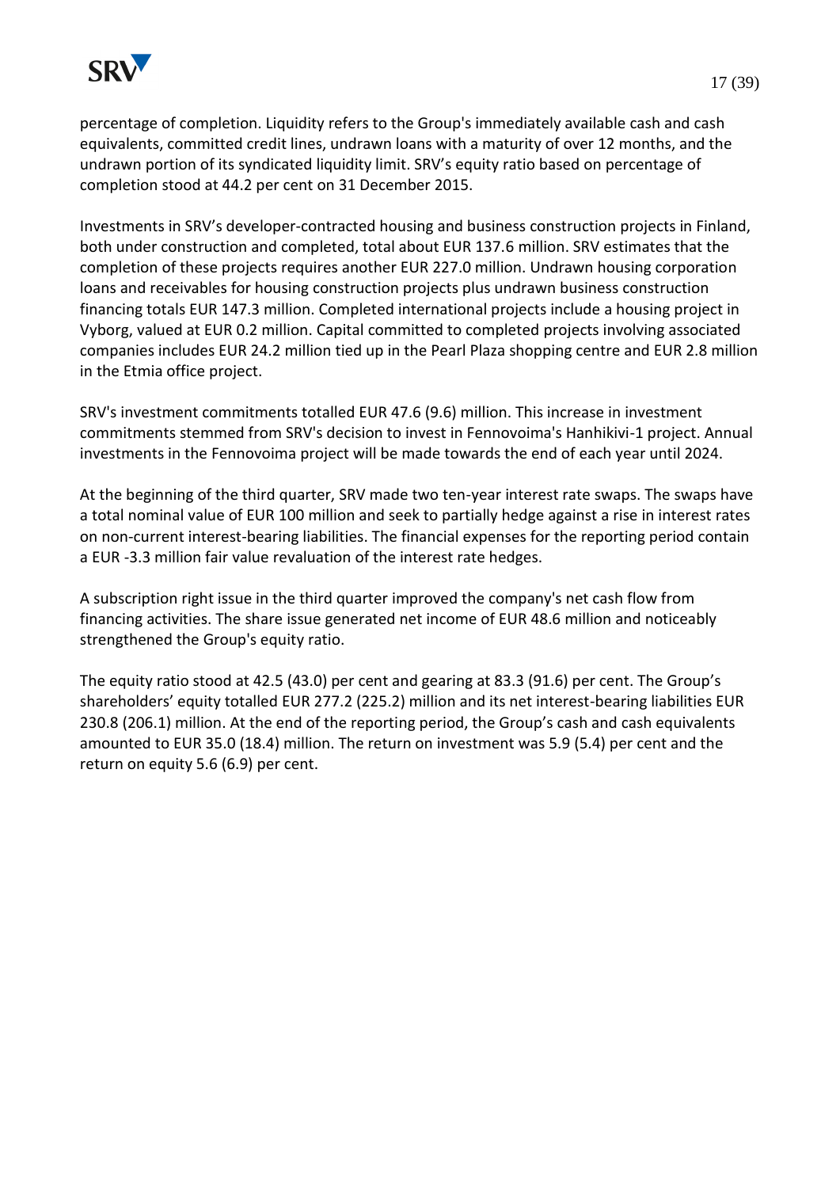percentage of completion. Liquidity refers to the Group's immediately available cash and cash equivalents, committed credit lines, undrawn loans with a maturity of over 12 months, and the undrawn portion of its syndicated liquidity limit. SRV's equity ratio based on percentage of completion stood at 44.2 per cent on 31 December 2015.

Investments in SRV's developer-contracted housing and business construction projects in Finland, both under construction and completed, total about EUR 137.6 million. SRV estimates that the completion of these projects requires another EUR 227.0 million. Undrawn housing corporation loans and receivables for housing construction projects plus undrawn business construction financing totals EUR 147.3 million. Completed international projects include a housing project in Vyborg, valued at EUR 0.2 million. Capital committed to completed projects involving associated companies includes EUR 24.2 million tied up in the Pearl Plaza shopping centre and EUR 2.8 million in the Etmia office project.

SRV's investment commitments totalled EUR 47.6 (9.6) million. This increase in investment commitments stemmed from SRV's decision to invest in Fennovoima's Hanhikivi-1 project. Annual investments in the Fennovoima project will be made towards the end of each year until 2024.

At the beginning of the third quarter, SRV made two ten-year interest rate swaps. The swaps have a total nominal value of EUR 100 million and seek to partially hedge against a rise in interest rates on non-current interest-bearing liabilities. The financial expenses for the reporting period contain a EUR -3.3 million fair value revaluation of the interest rate hedges.

A subscription right issue in the third quarter improved the company's net cash flow from financing activities. The share issue generated net income of EUR 48.6 million and noticeably strengthened the Group's equity ratio.

The equity ratio stood at 42.5 (43.0) per cent and gearing at 83.3 (91.6) per cent. The Group's shareholders' equity totalled EUR 277.2 (225.2) million and its net interest-bearing liabilities EUR 230.8 (206.1) million. At the end of the reporting period, the Group's cash and cash equivalents amounted to EUR 35.0 (18.4) million. The return on investment was 5.9 (5.4) per cent and the return on equity 5.6 (6.9) per cent.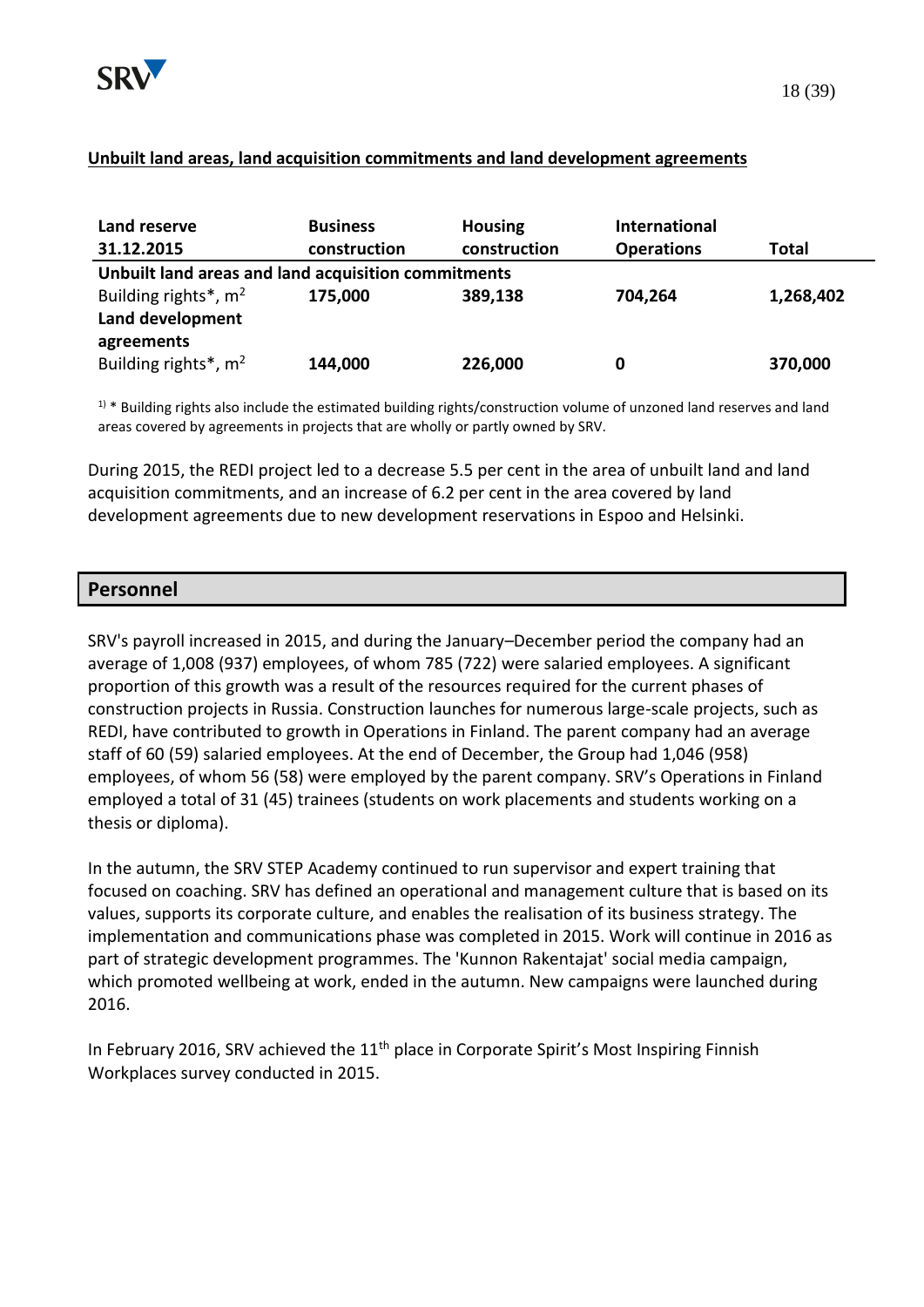## Unbuilt land areas, land acquisition commitments and land development agreements

| Land reserve 31.12.2015 | Business construction | Housing construction | International Operations | Total |
|---|---|---|---|---|
| **Unbuilt land areas and land acquisition commitments** | | | | |
| Building rights*, m$^2$ | **175,000** | **389,138** | **704,264** | **1,268,402** |
| **Land development agreements** | | | | |
| Building rights*, m$^2$ | **144,000** | **226,000** | **0** | **370,000** |

[1] * Building rights also include the estimated building rights/construction volume of unzoned land reserves and land areas covered by agreements in projects that are wholly or partly owned by SRV.

During 2015, the REDI project led to a decrease 5.5 per cent in the area of unbuilt land and land acquisition commitments, and an increase of 6.2 per cent in the area covered by land development agreements due to new development reservations in Espoo and Helsinki.

## Personnel

SRV's payroll increased in 2015, and during the January–December period the company had an average of 1,008 (937) employees, of whom 785 (722) were salaried employees. A significant proportion of this growth was a result of the resources required for the current phases of construction projects in Russia. Construction launches for numerous large-scale projects, such as REDI, have contributed to growth in Operations in Finland. The parent company had an average staff of 60 (59) salaried employees. At the end of December, the Group had 1,046 (958) employees, of whom 56 (58) were employed by the parent company. SRV's Operations in Finland employed a total of 31 (45) trainees (students on work placements and students working on a thesis or diploma).

In the autumn, the SRV STEP Academy continued to run supervisor and expert training that focused on coaching. SRV has defined an operational and management culture that is based on its values, supports its corporate culture, and enables the realisation of its business strategy. The implementation and communications phase was completed in 2015. Work will continue in 2016 as part of strategic development programmes. The 'Kunnon Rakentajat' social media campaign, which promoted wellbeing at work, ended in the autumn. New campaigns were launched during 2016.

In February 2016, SRV achieved the 11th place in Corporate Spirit's Most Inspiring Finnish Workplaces survey conducted in 2015.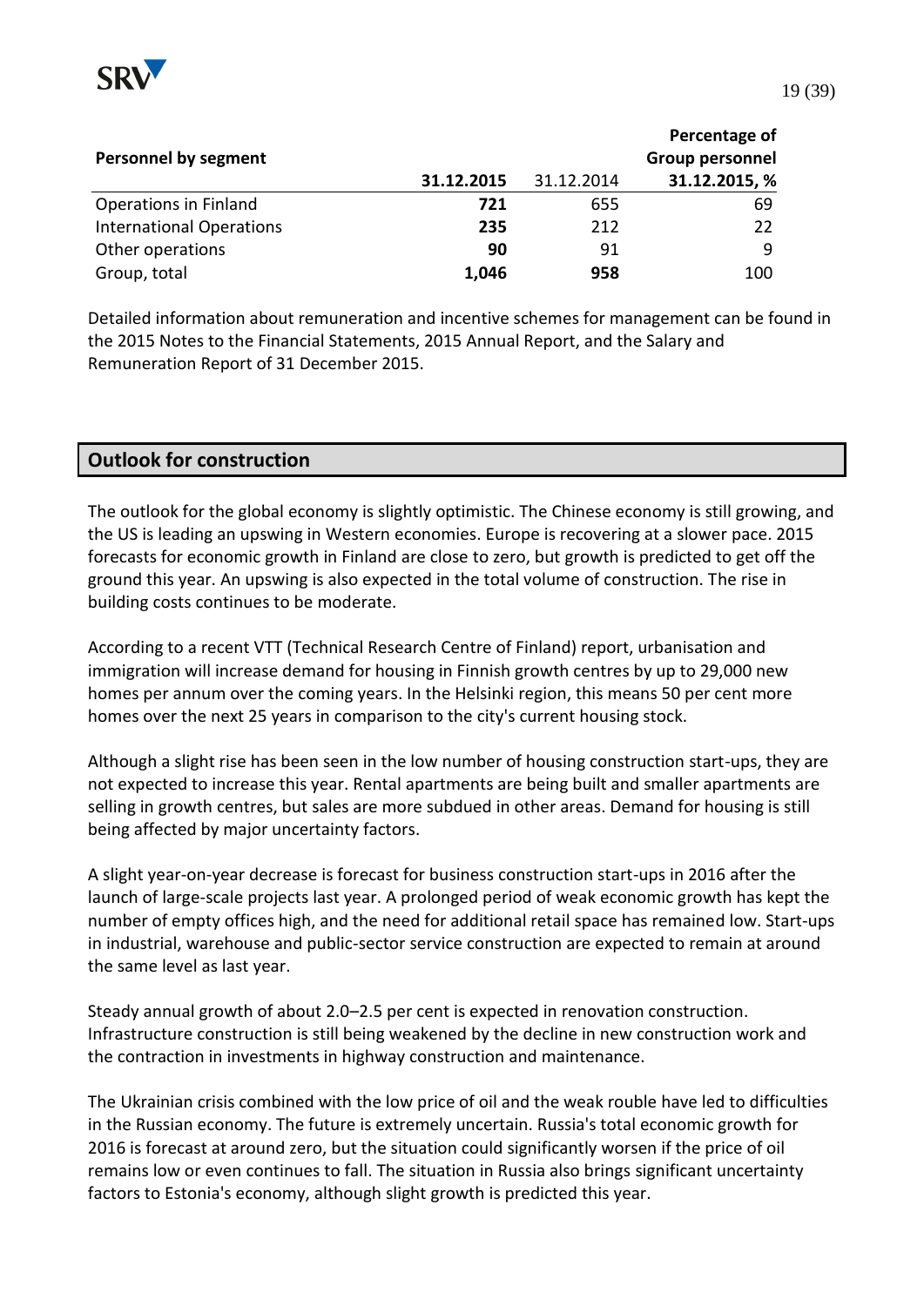| Personnel by segment | 31.12.2015 | 31.12.2014 | Percentage of Group personnel 31.12.2015, % |
|---|---|---|---|
| Operations in Finland | **721** | 655 | 69 |
| International Operations | **235** | 212 | 22 |
| Other operations | **90** | 91 | 9 |
| Group, total | **1,046** | **958** | 100 |

Detailed information about remuneration and incentive schemes for management can be found in the 2015 Notes to the Financial Statements, 2015 Annual Report, and the Salary and Remuneration Report of 31 December 2015.

## Outlook for construction

The outlook for the global economy is slightly optimistic. The Chinese economy is still growing, and the US is leading an upswing in Western economies. Europe is recovering at a slower pace. 2015 forecasts for economic growth in Finland are close to zero, but growth is predicted to get off the ground this year. An upswing is also expected in the total volume of construction. The rise in building costs continues to be moderate.

According to a recent VTT (Technical Research Centre of Finland) report, urbanisation and immigration will increase demand for housing in Finnish growth centres by up to 29,000 new homes per annum over the coming years. In the Helsinki region, this means 50 per cent more homes over the next 25 years in comparison to the city's current housing stock.

Although a slight rise has been seen in the low number of housing construction start-ups, they are not expected to increase this year. Rental apartments are being built and smaller apartments are selling in growth centres, but sales are more subdued in other areas. Demand for housing is still being affected by major uncertainty factors.

A slight year-on-year decrease is forecast for business construction start-ups in 2016 after the launch of large-scale projects last year. A prolonged period of weak economic growth has kept the number of empty offices high, and the need for additional retail space has remained low. Start-ups in industrial, warehouse and public-sector service construction are expected to remain at around the same level as last year.

Steady annual growth of about 2.0–2.5 per cent is expected in renovation construction. Infrastructure construction is still being weakened by the decline in new construction work and the contraction in investments in highway construction and maintenance.

The Ukrainian crisis combined with the low price of oil and the weak rouble have led to difficulties in the Russian economy. The future is extremely uncertain. Russia's total economic growth for 2016 is forecast at around zero, but the situation could significantly worsen if the price of oil remains low or even continues to fall. The situation in Russia also brings significant uncertainty factors to Estonia's economy, although slight growth is predicted this year.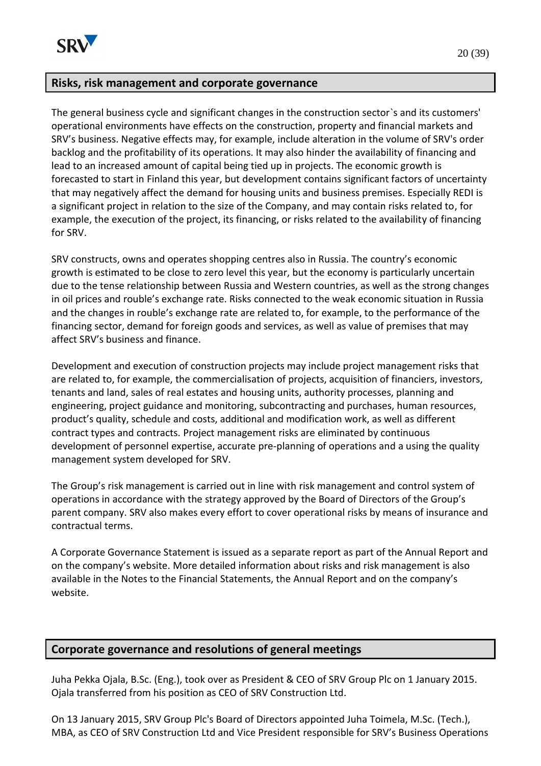## Risks, risk management and corporate governance

The general business cycle and significant changes in the construction sector`s and its customers' operational environments have effects on the construction, property and financial markets and SRV's business. Negative effects may, for example, include alteration in the volume of SRV's order backlog and the profitability of its operations. It may also hinder the availability of financing and lead to an increased amount of capital being tied up in projects. The economic growth is forecasted to start in Finland this year, but development contains significant factors of uncertainty that may negatively affect the demand for housing units and business premises. Especially REDI is a significant project in relation to the size of the Company, and may contain risks related to, for example, the execution of the project, its financing, or risks related to the availability of financing for SRV.

SRV constructs, owns and operates shopping centres also in Russia. The country's economic growth is estimated to be close to zero level this year, but the economy is particularly uncertain due to the tense relationship between Russia and Western countries, as well as the strong changes in oil prices and rouble's exchange rate. Risks connected to the weak economic situation in Russia and the changes in rouble's exchange rate are related to, for example, to the performance of the financing sector, demand for foreign goods and services, as well as value of premises that may affect SRV's business and finance.

Development and execution of construction projects may include project management risks that are related to, for example, the commercialisation of projects, acquisition of financiers, investors, tenants and land, sales of real estates and housing units, authority processes, planning and engineering, project guidance and monitoring, subcontracting and purchases, human resources, product's quality, schedule and costs, additional and modification work, as well as different contract types and contracts. Project management risks are eliminated by continuous development of personnel expertise, accurate pre-planning of operations and a using the quality management system developed for SRV.

The Group's risk management is carried out in line with risk management and control system of operations in accordance with the strategy approved by the Board of Directors of the Group's parent company. SRV also makes every effort to cover operational risks by means of insurance and contractual terms.

A Corporate Governance Statement is issued as a separate report as part of the Annual Report and on the company's website. More detailed information about risks and risk management is also available in the Notes to the Financial Statements, the Annual Report and on the company's website.

## Corporate governance and resolutions of general meetings

Juha Pekka Ojala, B.Sc. (Eng.), took over as President & CEO of SRV Group Plc on 1 January 2015. Ojala transferred from his position as CEO of SRV Construction Ltd.

On 13 January 2015, SRV Group Plc's Board of Directors appointed Juha Toimela, M.Sc. (Tech.), MBA, as CEO of SRV Construction Ltd and Vice President responsible for SRV's Business Operations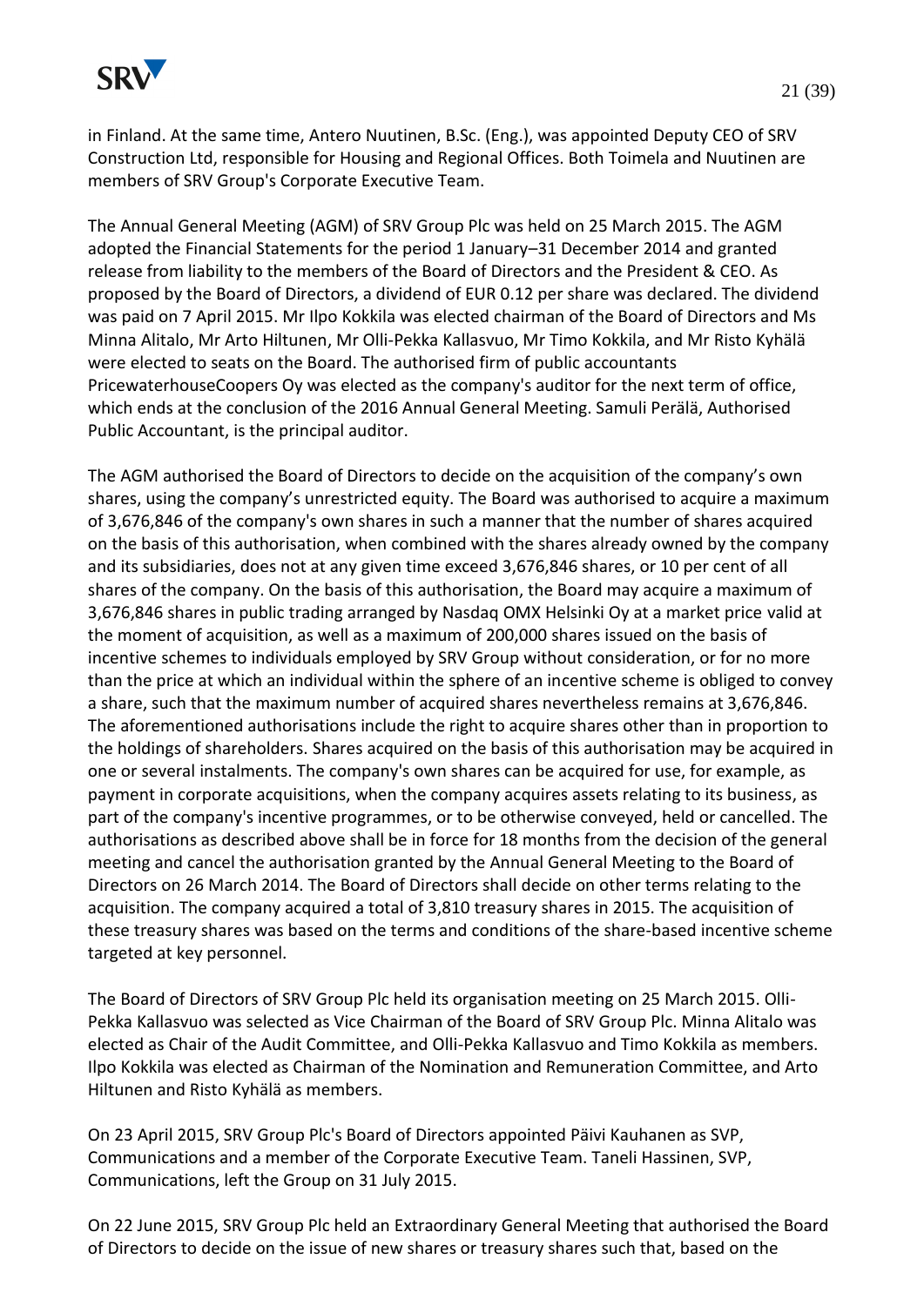in Finland. At the same time, Antero Nuutinen, B.Sc. (Eng.), was appointed Deputy CEO of SRV Construction Ltd, responsible for Housing and Regional Offices. Both Toimela and Nuutinen are members of SRV Group's Corporate Executive Team.

The Annual General Meeting (AGM) of SRV Group Plc was held on 25 March 2015. The AGM adopted the Financial Statements for the period 1 January–31 December 2014 and granted release from liability to the members of the Board of Directors and the President & CEO. As proposed by the Board of Directors, a dividend of EUR 0.12 per share was declared. The dividend was paid on 7 April 2015. Mr Ilpo Kokkila was elected chairman of the Board of Directors and Ms Minna Alitalo, Mr Arto Hiltunen, Mr Olli-Pekka Kallasvuo, Mr Timo Kokkila, and Mr Risto Kyhälä were elected to seats on the Board. The authorised firm of public accountants PricewaterhouseCoopers Oy was elected as the company's auditor for the next term of office, which ends at the conclusion of the 2016 Annual General Meeting. Samuli Perälä, Authorised Public Accountant, is the principal auditor.

The AGM authorised the Board of Directors to decide on the acquisition of the company's own shares, using the company's unrestricted equity. The Board was authorised to acquire a maximum of 3,676,846 of the company's own shares in such a manner that the number of shares acquired on the basis of this authorisation, when combined with the shares already owned by the company and its subsidiaries, does not at any given time exceed 3,676,846 shares, or 10 per cent of all shares of the company. On the basis of this authorisation, the Board may acquire a maximum of 3,676,846 shares in public trading arranged by Nasdaq OMX Helsinki Oy at a market price valid at the moment of acquisition, as well as a maximum of 200,000 shares issued on the basis of incentive schemes to individuals employed by SRV Group without consideration, or for no more than the price at which an individual within the sphere of an incentive scheme is obliged to convey a share, such that the maximum number of acquired shares nevertheless remains at 3,676,846. The aforementioned authorisations include the right to acquire shares other than in proportion to the holdings of shareholders. Shares acquired on the basis of this authorisation may be acquired in one or several instalments. The company's own shares can be acquired for use, for example, as payment in corporate acquisitions, when the company acquires assets relating to its business, as part of the company's incentive programmes, or to be otherwise conveyed, held or cancelled. The authorisations as described above shall be in force for 18 months from the decision of the general meeting and cancel the authorisation granted by the Annual General Meeting to the Board of Directors on 26 March 2014. The Board of Directors shall decide on other terms relating to the acquisition. The company acquired a total of 3,810 treasury shares in 2015. The acquisition of these treasury shares was based on the terms and conditions of the share-based incentive scheme targeted at key personnel.

The Board of Directors of SRV Group Plc held its organisation meeting on 25 March 2015. Olli-Pekka Kallasvuo was selected as Vice Chairman of the Board of SRV Group Plc. Minna Alitalo was elected as Chair of the Audit Committee, and Olli-Pekka Kallasvuo and Timo Kokkila as members. Ilpo Kokkila was elected as Chairman of the Nomination and Remuneration Committee, and Arto Hiltunen and Risto Kyhälä as members.

On 23 April 2015, SRV Group Plc's Board of Directors appointed Päivi Kauhanen as SVP, Communications and a member of the Corporate Executive Team. Taneli Hassinen, SVP, Communications, left the Group on 31 July 2015.

On 22 June 2015, SRV Group Plc held an Extraordinary General Meeting that authorised the Board of Directors to decide on the issue of new shares or treasury shares such that, based on the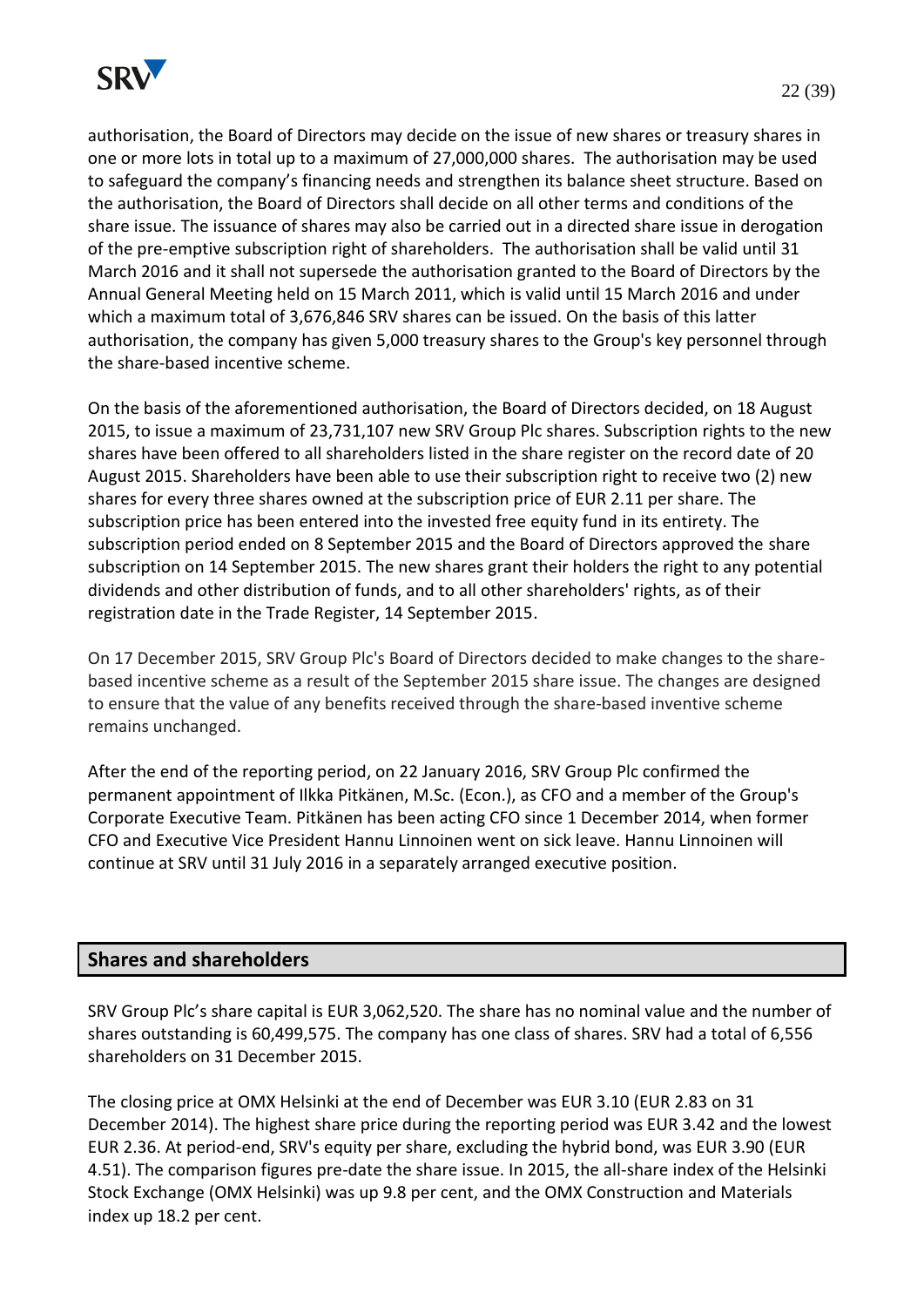authorisation, the Board of Directors may decide on the issue of new shares or treasury shares in one or more lots in total up to a maximum of 27,000,000 shares. The authorisation may be used to safeguard the company's financing needs and strengthen its balance sheet structure. Based on the authorisation, the Board of Directors shall decide on all other terms and conditions of the share issue. The issuance of shares may also be carried out in a directed share issue in derogation of the pre-emptive subscription right of shareholders. The authorisation shall be valid until 31 March 2016 and it shall not supersede the authorisation granted to the Board of Directors by the Annual General Meeting held on 15 March 2011, which is valid until 15 March 2016 and under which a maximum total of 3,676,846 SRV shares can be issued. On the basis of this latter authorisation, the company has given 5,000 treasury shares to the Group's key personnel through the share-based incentive scheme.

On the basis of the aforementioned authorisation, the Board of Directors decided, on 18 August 2015, to issue a maximum of 23,731,107 new SRV Group Plc shares. Subscription rights to the new shares have been offered to all shareholders listed in the share register on the record date of 20 August 2015. Shareholders have been able to use their subscription right to receive two (2) new shares for every three shares owned at the subscription price of EUR 2.11 per share. The subscription price has been entered into the invested free equity fund in its entirety. The subscription period ended on 8 September 2015 and the Board of Directors approved the share subscription on 14 September 2015. The new shares grant their holders the right to any potential dividends and other distribution of funds, and to all other shareholders' rights, as of their registration date in the Trade Register, 14 September 2015.

On 17 December 2015, SRV Group Plc's Board of Directors decided to make changes to the share-based incentive scheme as a result of the September 2015 share issue. The changes are designed to ensure that the value of any benefits received through the share-based inventive scheme remains unchanged.

After the end of the reporting period, on 22 January 2016, SRV Group Plc confirmed the permanent appointment of Ilkka Pitkänen, M.Sc. (Econ.), as CFO and a member of the Group's Corporate Executive Team. Pitkänen has been acting CFO since 1 December 2014, when former CFO and Executive Vice President Hannu Linnoinen went on sick leave. Hannu Linnoinen will continue at SRV until 31 July 2016 in a separately arranged executive position.

## Shares and shareholders

SRV Group Plc's share capital is EUR 3,062,520. The share has no nominal value and the number of shares outstanding is 60,499,575. The company has one class of shares. SRV had a total of 6,556 shareholders on 31 December 2015.

The closing price at OMX Helsinki at the end of December was EUR 3.10 (EUR 2.83 on 31 December 2014). The highest share price during the reporting period was EUR 3.42 and the lowest EUR 2.36. At period-end, SRV's equity per share, excluding the hybrid bond, was EUR 3.90 (EUR 4.51). The comparison figures pre-date the share issue. In 2015, the all-share index of the Helsinki Stock Exchange (OMX Helsinki) was up 9.8 per cent, and the OMX Construction and Materials index up 18.2 per cent.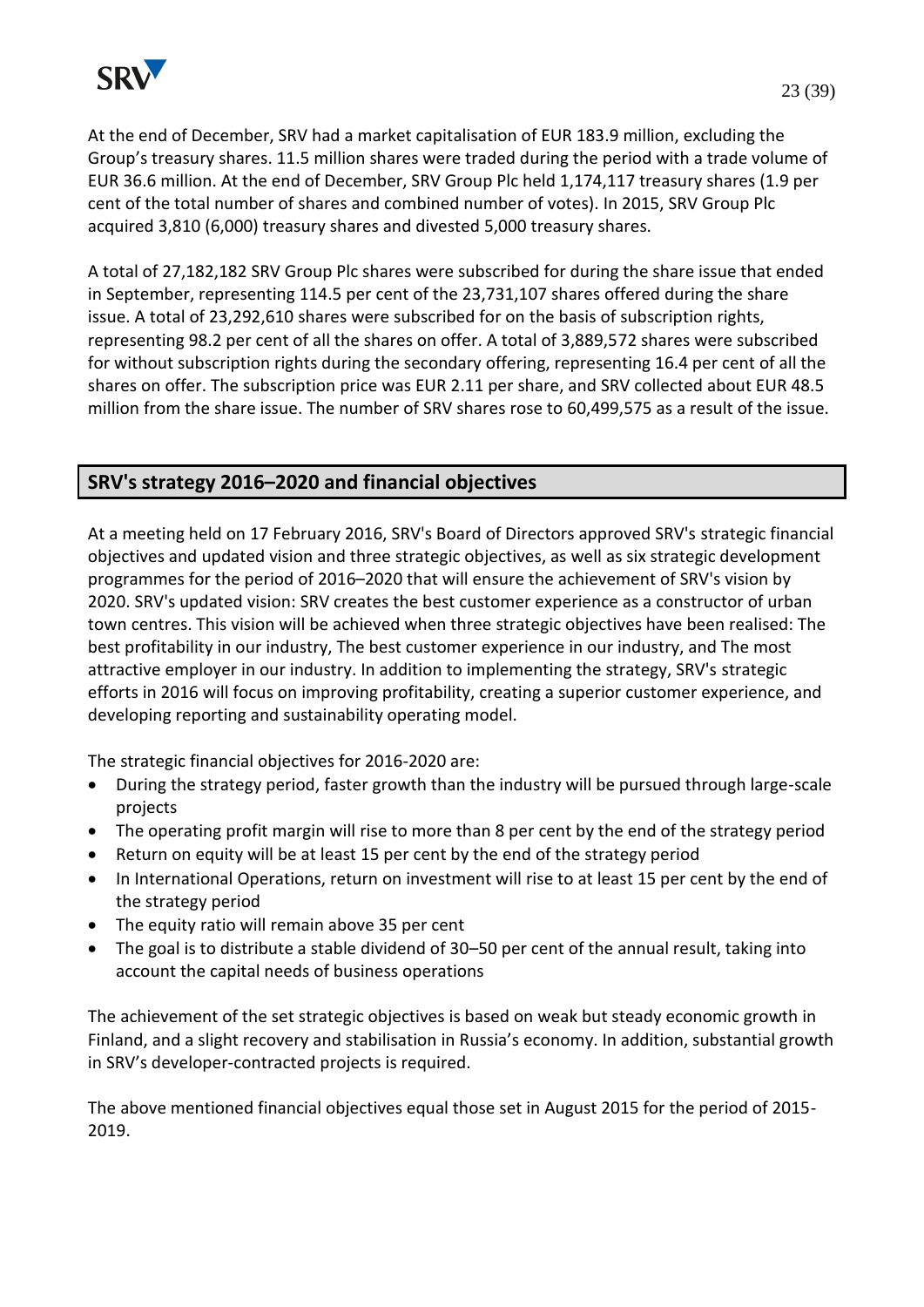At the end of December, SRV had a market capitalisation of EUR 183.9 million, excluding the Group's treasury shares. 11.5 million shares were traded during the period with a trade volume of EUR 36.6 million. At the end of December, SRV Group Plc held 1,174,117 treasury shares (1.9 per cent of the total number of shares and combined number of votes). In 2015, SRV Group Plc acquired 3,810 (6,000) treasury shares and divested 5,000 treasury shares.

A total of 27,182,182 SRV Group Plc shares were subscribed for during the share issue that ended in September, representing 114.5 per cent of the 23,731,107 shares offered during the share issue. A total of 23,292,610 shares were subscribed for on the basis of subscription rights, representing 98.2 per cent of all the shares on offer. A total of 3,889,572 shares were subscribed for without subscription rights during the secondary offering, representing 16.4 per cent of all the shares on offer. The subscription price was EUR 2.11 per share, and SRV collected about EUR 48.5 million from the share issue. The number of SRV shares rose to 60,499,575 as a result of the issue.

## SRV's strategy 2016–2020 and financial objectives

At a meeting held on 17 February 2016, SRV's Board of Directors approved SRV's strategic financial objectives and updated vision and three strategic objectives, as well as six strategic development programmes for the period of 2016–2020 that will ensure the achievement of SRV's vision by 2020. SRV's updated vision: SRV creates the best customer experience as a constructor of urban town centres. This vision will be achieved when three strategic objectives have been realised: The best profitability in our industry, The best customer experience in our industry, and The most attractive employer in our industry. In addition to implementing the strategy, SRV's strategic efforts in 2016 will focus on improving profitability, creating a superior customer experience, and developing reporting and sustainability operating model.

The strategic financial objectives for 2016-2020 are:

- During the strategy period, faster growth than the industry will be pursued through large-scale projects
- The operating profit margin will rise to more than 8 per cent by the end of the strategy period
- Return on equity will be at least 15 per cent by the end of the strategy period
- In International Operations, return on investment will rise to at least 15 per cent by the end of the strategy period
- The equity ratio will remain above 35 per cent
- The goal is to distribute a stable dividend of 30–50 per cent of the annual result, taking into account the capital needs of business operations

The achievement of the set strategic objectives is based on weak but steady economic growth in Finland, and a slight recovery and stabilisation in Russia's economy. In addition, substantial growth in SRV's developer-contracted projects is required.

The above mentioned financial objectives equal those set in August 2015 for the period of 2015-2019.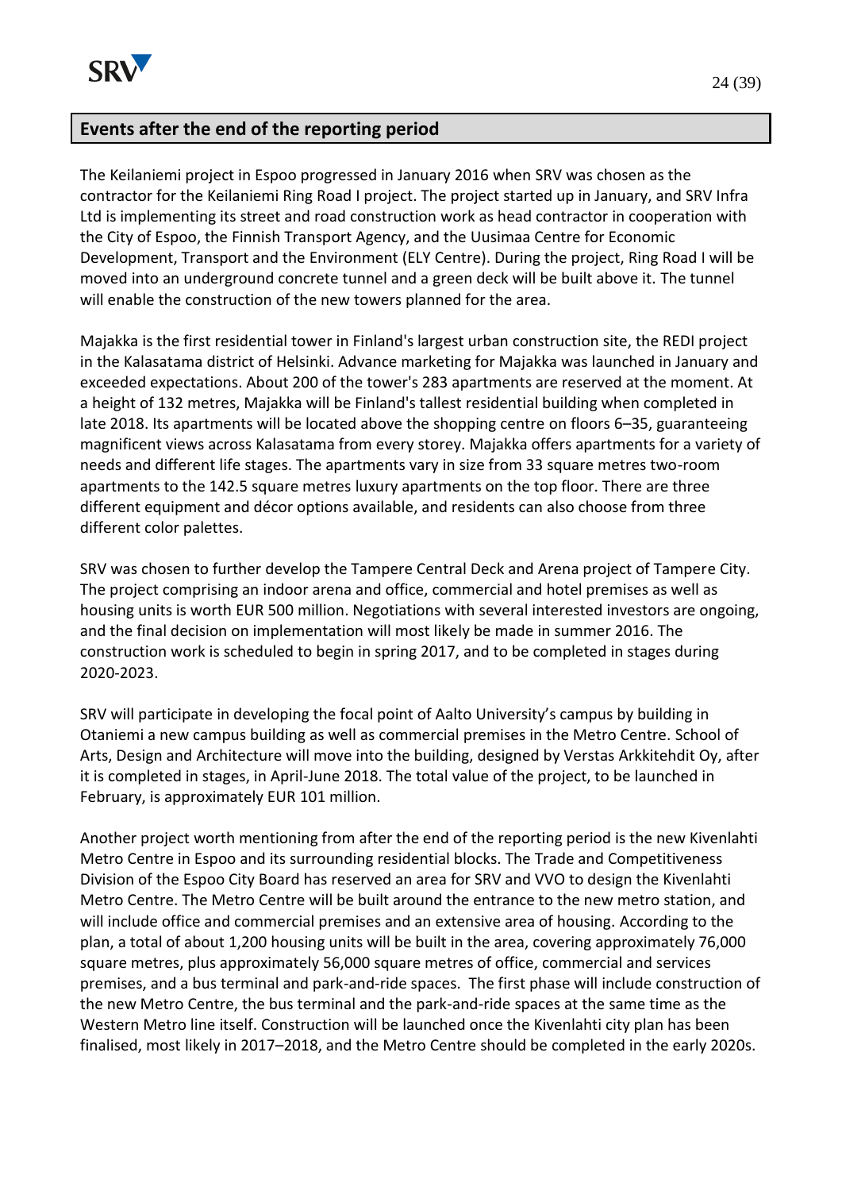## Events after the end of the reporting period

The Keilaniemi project in Espoo progressed in January 2016 when SRV was chosen as the contractor for the Keilaniemi Ring Road I project. The project started up in January, and SRV Infra Ltd is implementing its street and road construction work as head contractor in cooperation with the City of Espoo, the Finnish Transport Agency, and the Uusimaa Centre for Economic Development, Transport and the Environment (ELY Centre). During the project, Ring Road I will be moved into an underground concrete tunnel and a green deck will be built above it. The tunnel will enable the construction of the new towers planned for the area.

Majakka is the first residential tower in Finland's largest urban construction site, the REDI project in the Kalasatama district of Helsinki. Advance marketing for Majakka was launched in January and exceeded expectations. About 200 of the tower's 283 apartments are reserved at the moment. At a height of 132 metres, Majakka will be Finland's tallest residential building when completed in late 2018. Its apartments will be located above the shopping centre on floors 6–35, guaranteeing magnificent views across Kalasatama from every storey. Majakka offers apartments for a variety of needs and different life stages. The apartments vary in size from 33 square metres two-room apartments to the 142.5 square metres luxury apartments on the top floor. There are three different equipment and décor options available, and residents can also choose from three different color palettes.

SRV was chosen to further develop the Tampere Central Deck and Arena project of Tampere City. The project comprising an indoor arena and office, commercial and hotel premises as well as housing units is worth EUR 500 million. Negotiations with several interested investors are ongoing, and the final decision on implementation will most likely be made in summer 2016. The construction work is scheduled to begin in spring 2017, and to be completed in stages during 2020-2023.

SRV will participate in developing the focal point of Aalto University's campus by building in Otaniemi a new campus building as well as commercial premises in the Metro Centre. School of Arts, Design and Architecture will move into the building, designed by Verstas Arkkitehdit Oy, after it is completed in stages, in April-June 2018. The total value of the project, to be launched in February, is approximately EUR 101 million.

Another project worth mentioning from after the end of the reporting period is the new Kivenlahti Metro Centre in Espoo and its surrounding residential blocks. The Trade and Competitiveness Division of the Espoo City Board has reserved an area for SRV and VVO to design the Kivenlahti Metro Centre. The Metro Centre will be built around the entrance to the new metro station, and will include office and commercial premises and an extensive area of housing. According to the plan, a total of about 1,200 housing units will be built in the area, covering approximately 76,000 square metres, plus approximately 56,000 square metres of office, commercial and services premises, and a bus terminal and park-and-ride spaces. The first phase will include construction of the new Metro Centre, the bus terminal and the park-and-ride spaces at the same time as the Western Metro line itself. Construction will be launched once the Kivenlahti city plan has been finalised, most likely in 2017–2018, and the Metro Centre should be completed in the early 2020s.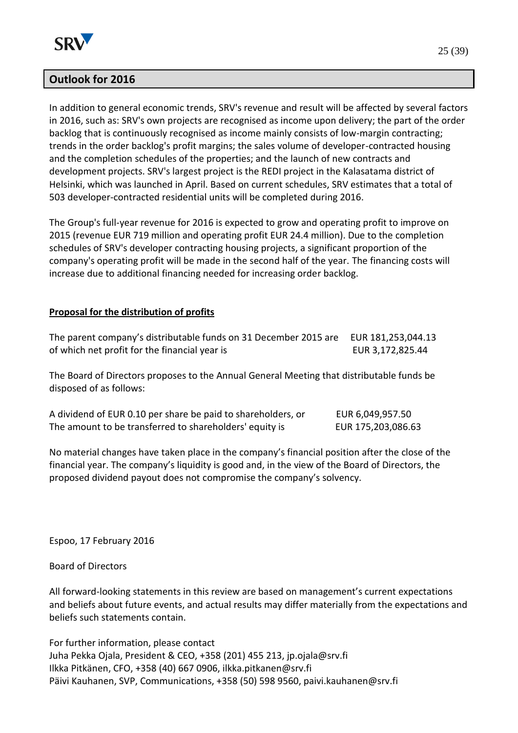## Outlook for 2016

In addition to general economic trends, SRV's revenue and result will be affected by several factors in 2016, such as: SRV's own projects are recognised as income upon delivery; the part of the order backlog that is continuously recognised as income mainly consists of low-margin contracting; trends in the order backlog's profit margins; the sales volume of developer-contracted housing and the completion schedules of the properties; and the launch of new contracts and development projects. SRV's largest project is the REDI project in the Kalasatama district of Helsinki, which was launched in April. Based on current schedules, SRV estimates that a total of 503 developer-contracted residential units will be completed during 2016.

The Group's full-year revenue for 2016 is expected to grow and operating profit to improve on 2015 (revenue EUR 719 million and operating profit EUR 24.4 million). Due to the completion schedules of SRV's developer contracting housing projects, a significant proportion of the company's operating profit will be made in the second half of the year. The financing costs will increase due to additional financing needed for increasing order backlog.

### Proposal for the distribution of profits

| | |
|---|---|
| The parent company's distributable funds on 31 December 2015 are | EUR 181,253,044.13 |
| of which net profit for the financial year is | EUR 3,172,825.44 |

The Board of Directors proposes to the Annual General Meeting that distributable funds be disposed of as follows:

| | |
|---|---|
| A dividend of EUR 0.10 per share be paid to shareholders, or | EUR 6,049,957.50 |
| The amount to be transferred to shareholders' equity is | EUR 175,203,086.63 |

No material changes have taken place in the company's financial position after the close of the financial year. The company's liquidity is good and, in the view of the Board of Directors, the proposed dividend payout does not compromise the company's solvency.

Espoo, 17 February 2016

Board of Directors

All forward-looking statements in this review are based on management's current expectations and beliefs about future events, and actual results may differ materially from the expectations and beliefs such statements contain.

For further information, please contact
Juha Pekka Ojala, President & CEO, +358 (201) 455 213, jp.ojala@srv.fi
Ilkka Pitkänen, CFO, +358 (40) 667 0906, ilkka.pitkanen@srv.fi
Päivi Kauhanen, SVP, Communications, +358 (50) 598 9560, paivi.kauhanen@srv.fi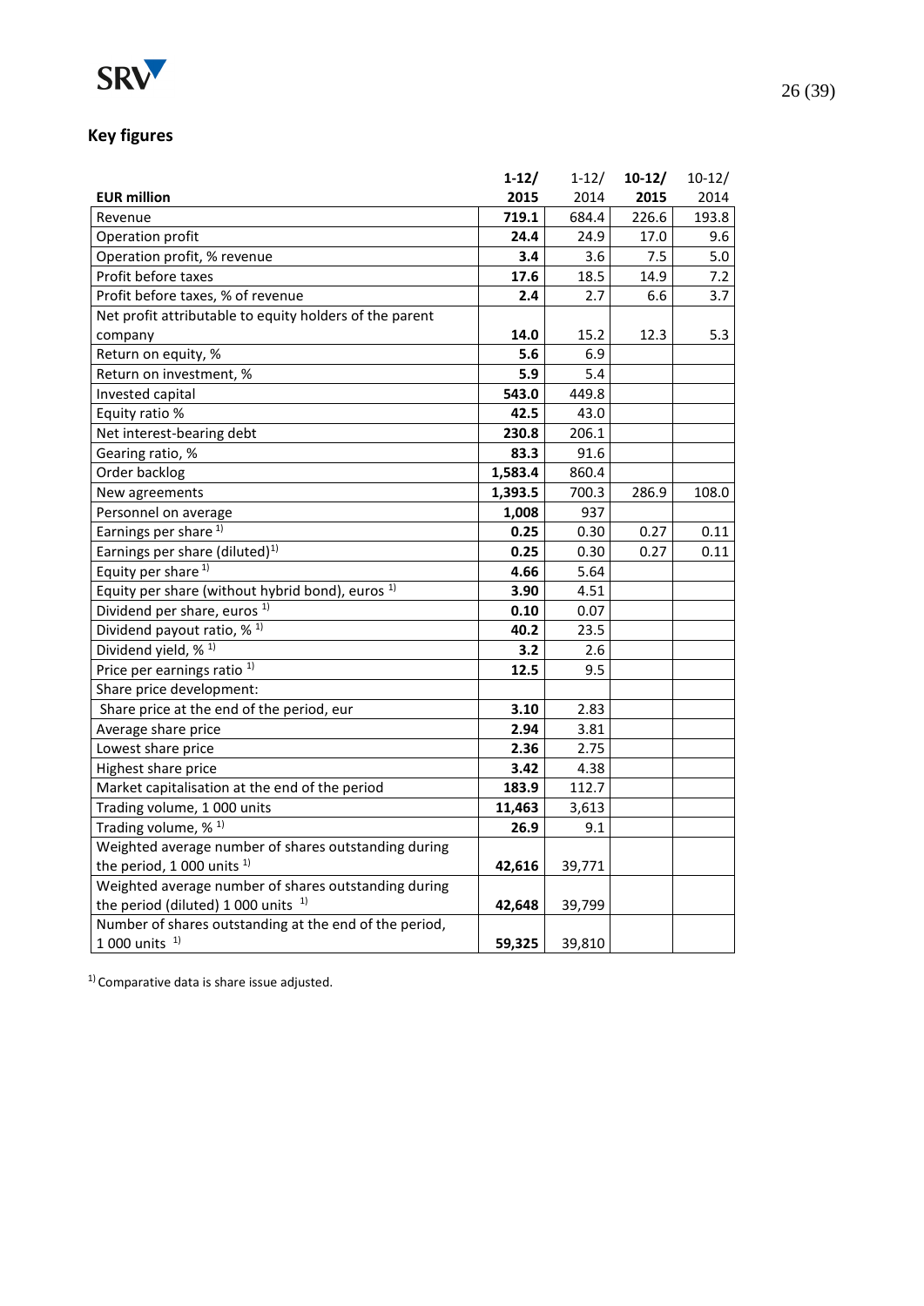## Key figures

| EUR million | 1-12/ 2015 | 1-12/ 2014 | 10-12/ 2015 | 10-12/ 2014 |
|---|---|---|---|---|
| Revenue | **719.1** | 684.4 | 226.6 | 193.8 |
| Operation profit | **24.4** | 24.9 | 17.0 | 9.6 |
| Operation profit, % revenue | **3.4** | 3.6 | 7.5 | 5.0 |
| Profit before taxes | **17.6** | 18.5 | 14.9 | 7.2 |
| Profit before taxes, % of revenue | **2.4** | 2.7 | 6.6 | 3.7 |
| Net profit attributable to equity holders of the parent company | **14.0** | 15.2 | 12.3 | 5.3 |
| Return on equity, % | **5.6** | 6.9 | | |
| Return on investment, % | **5.9** | 5.4 | | |
| Invested capital | **543.0** | 449.8 | | |
| Equity ratio % | **42.5** | 43.0 | | |
| Net interest-bearing debt | **230.8** | 206.1 | | |
| Gearing ratio, % | **83.3** | 91.6 | | |
| Order backlog | **1,583.4** | 860.4 | | |
| New agreements | **1,393.5** | 700.3 | 286.9 | 108.0 |
| Personnel on average | **1,008** | 937 | | |
| Earnings per share [1] | **0.25** | 0.30 | 0.27 | 0.11 |
| Earnings per share (diluted)[1] | **0.25** | 0.30 | 0.27 | 0.11 |
| Equity per share [1] | **4.66** | 5.64 | | |
| Equity per share (without hybrid bond), euros [1] | **3.90** | 4.51 | | |
| Dividend per share, euros [1] | **0.10** | 0.07 | | |
| Dividend payout ratio, % [1] | **40.2** | 23.5 | | |
| Dividend yield, % [1] | **3.2** | 2.6 | | |
| Price per earnings ratio [1] | **12.5** | 9.5 | | |
| Share price development: | | | | |
| Share price at the end of the period, eur | **3.10** | 2.83 | | |
| Average share price | **2.94** | 3.81 | | |
| Lowest share price | **2.36** | 2.75 | | |
| Highest share price | **3.42** | 4.38 | | |
| Market capitalisation at the end of the period | **183.9** | 112.7 | | |
| Trading volume, 1 000 units | **11,463** | 3,613 | | |
| Trading volume, % [1] | **26.9** | 9.1 | | |
| Weighted average number of shares outstanding during the period, 1 000 units [1] | **42,616** | 39,771 | | |
| Weighted average number of shares outstanding during the period (diluted) 1 000 units [1] | **42,648** | 39,799 | | |
| Number of shares outstanding at the end of the period, 1 000 units [1] | **59,325** | 39,810 | | |

[1] Comparative data is share issue adjusted.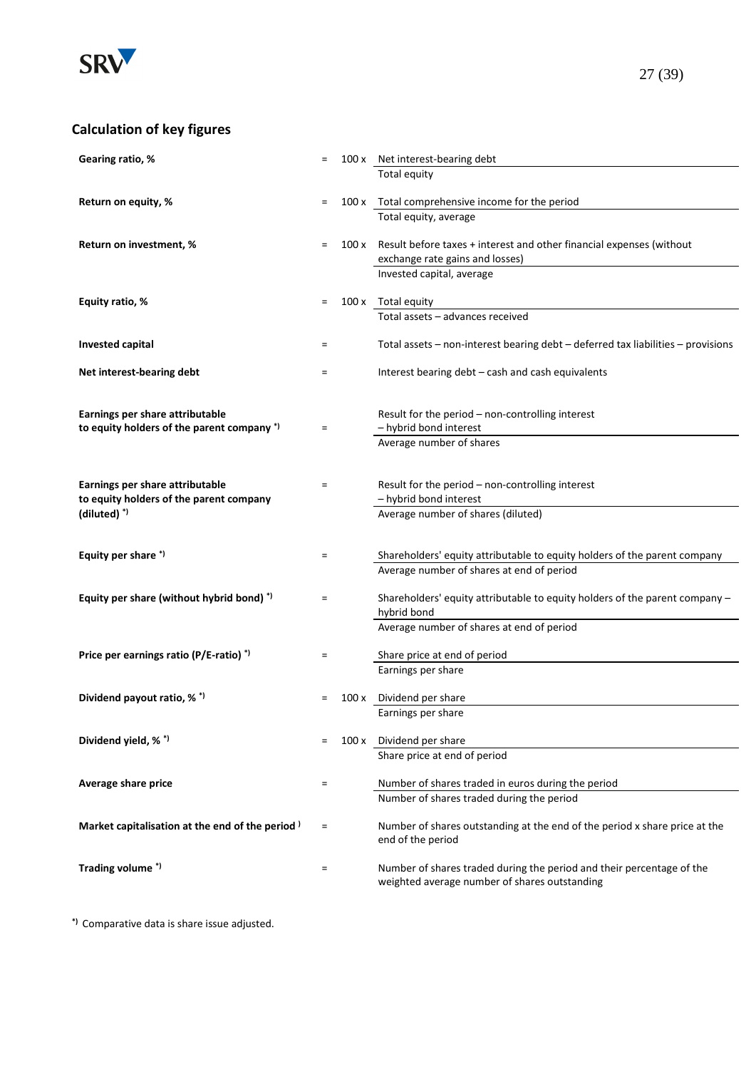## Calculation of key figures

| Key figure | | | Formula |
|---|---|---|---|
| **Gearing ratio, %** | = | 100 x | Net interest-bearing debt / Total equity |
| **Return on equity, %** | = | 100 x | Total comprehensive income for the period / Total equity, average |
| **Return on investment, %** | = | 100 x | Result before taxes + interest and other financial expenses (without exchange rate gains and losses) / Invested capital, average |
| **Equity ratio, %** | = | 100 x | Total equity / Total assets – advances received |
| **Invested capital** | = | | Total assets – non-interest bearing debt – deferred tax liabilities – provisions |
| **Net interest-bearing debt** | = | | Interest bearing debt – cash and cash equivalents |
| **Earnings per share attributable to equity holders of the parent company** *) | = | | Result for the period – non-controlling interest – hybrid bond interest / Average number of shares |
| **Earnings per share attributable to equity holders of the parent company (diluted)** *) | = | | Result for the period – non-controlling interest – hybrid bond interest / Average number of shares (diluted) |
| **Equity per share** *) | = | | Shareholders' equity attributable to equity holders of the parent company / Average number of shares at end of period |
| **Equity per share (without hybrid bond)** *) | = | | Shareholders' equity attributable to equity holders of the parent company – hybrid bond / Average number of shares at end of period |
| **Price per earnings ratio (P/E-ratio)** *) | = | | Share price at end of period / Earnings per share |
| **Dividend payout ratio, %** *) | = | 100 x | Dividend per share / Earnings per share |
| **Dividend yield, %** *) | = | 100 x | Dividend per share / Share price at end of period |
| **Average share price** | = | | Number of shares traded in euros during the period / Number of shares traded during the period |
| **Market capitalisation at the end of the period** ) | = | | Number of shares outstanding at the end of the period x share price at the end of period |
| **Trading volume** *) | = | | Number of shares traded during the period and their percentage of the weighted average number of shares outstanding |

*) Comparative data is share issue adjusted.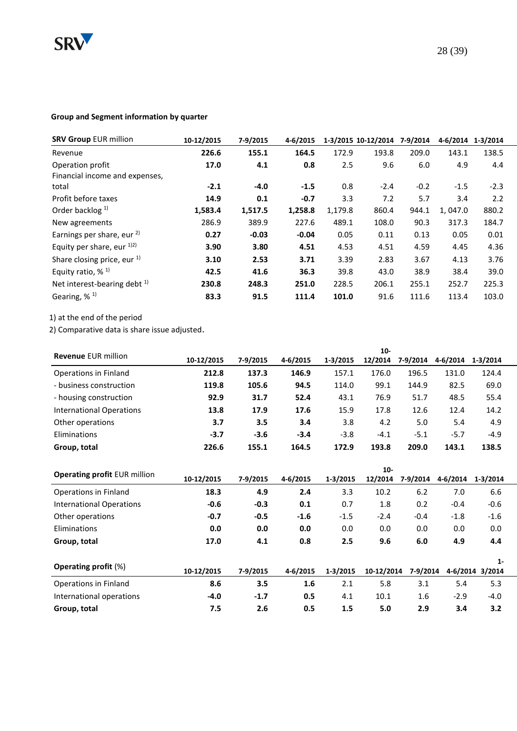### Group and Segment information by quarter

| SRV Group EUR million | 10-12/2015 | 7-9/2015 | 4-6/2015 | 1-3/2015 | 10-12/2014 | 7-9/2014 | 4-6/2014 | 1-3/2014 |
|---|---|---|---|---|---|---|---|---|
| Revenue | **226.6** | **155.1** | **164.5** | 172.9 | 193.8 | 209.0 | 143.1 | 138.5 |
| Operation profit | **17.0** | **4.1** | **0.8** | 2.5 | 9.6 | 6.0 | 4.9 | 4.4 |
| Financial income and expenses, total | **-2.1** | **-4.0** | **-1.5** | 0.8 | -2.4 | -0.2 | -1.5 | -2.3 |
| Profit before taxes | **14.9** | **0.1** | **-0.7** | 3.3 | 7.2 | 5.7 | 3.4 | 2.2 |
| Order backlog [1] | **1,583.4** | **1,517.5** | **1,258.8** | 1,179.8 | 860.4 | 944.1 | 1, 047.0 | 880.2 |
| New agreements | **286.9** | **389.9** | **227.6** | 489.1 | 108.0 | 90.3 | 317.3 | 184.7 |
| Earnings per share, eur [2] | **0.27** | **-0.03** | **-0.04** | 0.05 | 0.11 | 0.13 | 0.05 | 0.01 |
| Equity per share, eur [1,2] | **3.90** | **3.80** | **4.51** | 4.53 | 4.51 | 4.59 | 4.45 | 4.36 |
| Share closing price, eur [1] | **3.10** | **2.53** | **3.71** | 3.39 | 2.83 | 3.67 | 4.13 | 3.76 |
| Equity ratio, % [1] | **42.5** | **41.6** | **36.3** | 39.8 | 43.0 | 38.9 | 38.4 | 39.0 |
| Net interest-bearing debt [1] | **230.8** | **248.3** | **251.0** | 228.5 | 206.1 | 255.1 | 252.7 | 225.3 |
| Gearing, % [1] | **83.3** | **91.5** | **111.4** | **101.0** | 91.6 | 111.6 | 113.4 | 103.0 |

1) at the end of the period

2) Comparative data is share issue adjusted.

| **Revenue** EUR million | 10-12/2015 | 7-9/2015 | 4-6/2015 | 1-3/2015 | 10-12/2014 | 7-9/2014 | 4-6/2014 | 1-3/2014 |
|---|---|---|---|---|---|---|---|---|
| Operations in Finland | **212.8** | **137.3** | **146.9** | 157.1 | 176.0 | 196.5 | 131.0 | 124.4 |
| - business construction | **119.8** | **105.6** | **94.5** | 114.0 | 99.1 | 144.9 | 82.5 | 69.0 |
| - housing construction | **92.9** | **31.7** | **52.4** | 43.1 | 76.9 | 51.7 | 48.5 | 55.4 |
| International Operations | **13.8** | **17.9** | **17.6** | 15.9 | 17.8 | 12.6 | 12.4 | 14.2 |
| Other operations | **3.7** | **3.5** | **3.4** | 3.8 | 4.2 | 5.0 | 5.4 | 4.9 |
| Eliminations | **-3.7** | **-3.6** | **-3.4** | -3.8 | -4.1 | -5.1 | -5.7 | -4.9 |
| **Group, total** | **226.6** | **155.1** | **164.5** | **172.9** | **193.8** | **209.0** | **143.1** | **138.5** |

| **Operating profit** EUR million | 10-12/2015 | 7-9/2015 | 4-6/2015 | 1-3/2015 | 10-12/2014 | 7-9/2014 | 4-6/2014 | 1-3/2014 |
|---|---|---|---|---|---|---|---|---|
| Operations in Finland | **18.3** | **4.9** | **2.4** | 3.3 | 10.2 | 6.2 | 7.0 | 6.6 |
| International Operations | **-0.6** | **-0.3** | **0.1** | 0.7 | 1.8 | 0.2 | -0.4 | -0.6 |
| Other operations | **-0.7** | **-0.5** | **-1.6** | -1.5 | -2.4 | -0.4 | -1.8 | -1.6 |
| Eliminations | **0.0** | **0.0** | **0.0** | 0.0 | 0.0 | 0.0 | 0.0 | 0.0 |
| **Group, total** | **17.0** | **4.1** | **0.8** | **2.5** | **9.6** | **6.0** | **4.9** | **4.4** |

| **Operating profit** (%) | 10-12/2015 | 7-9/2015 | 4-6/2015 | 1-3/2015 | 10-12/2014 | 7-9/2014 | 4-6/2014 | 1-3/2014 |
|---|---|---|---|---|---|---|---|---|
| Operations in Finland | **8.6** | **3.5** | **1.6** | 2.1 | 5.8 | 3.1 | 5.4 | 5.3 |
| International operations | **-4.0** | **-1.7** | **0.5** | 4.1 | 10.1 | 1.6 | -2.9 | -4.0 |
| **Group, total** | **7.5** | **2.6** | **0.5** | **1.5** | **5.0** | **2.9** | **3.4** | **3.2** |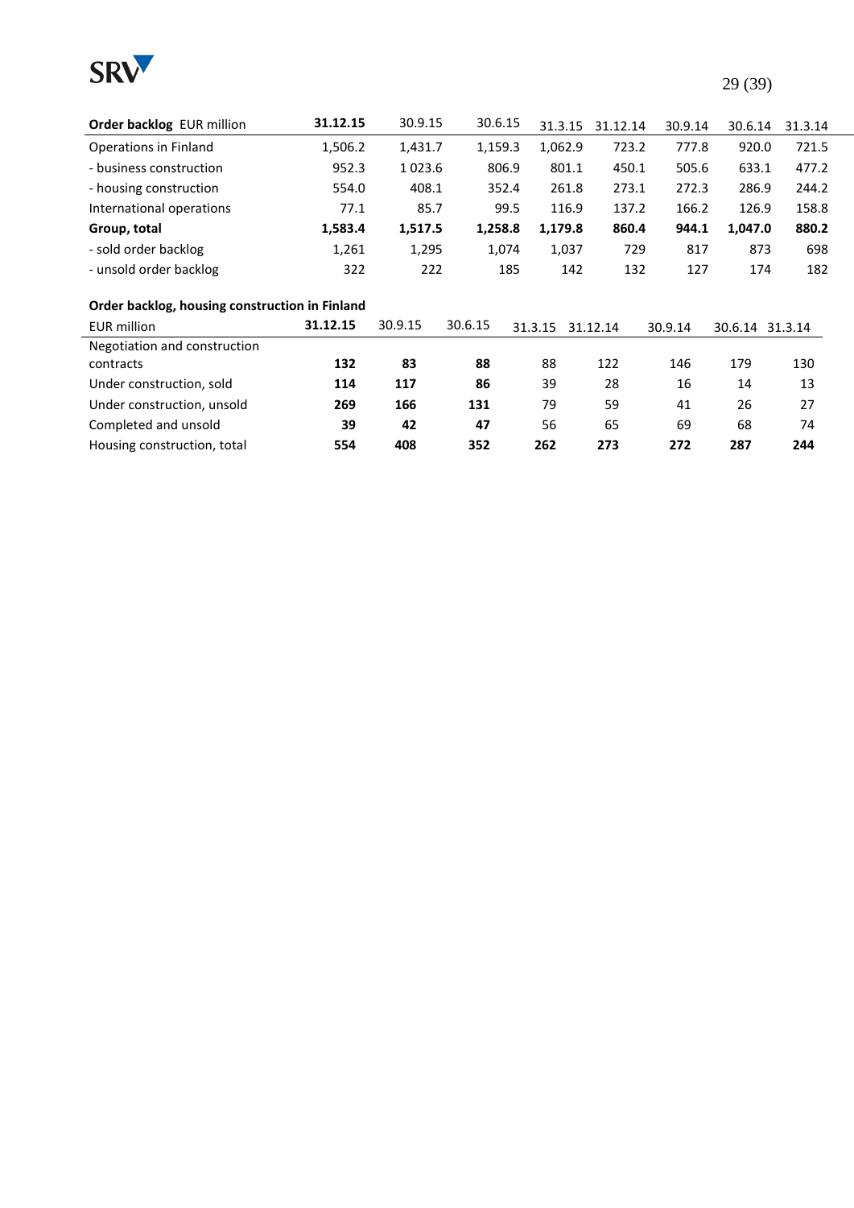| **Order backlog** EUR million | **31.12.15** | 30.9.15 | 30.6.15 | 31.3.15 | 31.12.14 | 30.9.14 | 30.6.14 | 31.3.14 |
|---|---|---|---|---|---|---|---|---|
| Operations in Finland | 1,506.2 | 1,431.7 | 1,159.3 | 1,062.9 | 723.2 | 777.8 | 920.0 | 721.5 |
| - business construction | 952.3 | 1 023.6 | 806.9 | 801.1 | 450.1 | 505.6 | 633.1 | 477.2 |
| - housing construction | 554.0 | 408.1 | 352.4 | 261.8 | 273.1 | 272.3 | 286.9 | 244.2 |
| International operations | 77.1 | 85.7 | 99.5 | 116.9 | 137.2 | 166.2 | 126.9 | 158.8 |
| **Group, total** | **1,583.4** | **1,517.5** | **1,258.8** | **1,179.8** | **860.4** | **944.1** | **1,047.0** | **880.2** |
| - sold order backlog | 1,261 | 1,295 | 1,074 | 1,037 | 729 | 817 | 873 | 698 |
| - unsold order backlog | 322 | 222 | 185 | 142 | 132 | 127 | 174 | 182 |

**Order backlog, housing construction in Finland**

| EUR million | **31.12.15** | 30.9.15 | 30.6.15 | 31.3.15 | 31.12.14 | 30.9.14 | 30.6.14 | 31.3.14 |
|---|---|---|---|---|---|---|---|---|
| Negotiation and construction contracts | **132** | **83** | **88** | 88 | 122 | 146 | 179 | 130 |
| Under construction, sold | **114** | **117** | **86** | 39 | 28 | 16 | 14 | 13 |
| Under construction, unsold | **269** | **166** | **131** | 79 | 59 | 41 | 26 | 27 |
| Completed and unsold | **39** | **42** | **47** | 56 | 65 | 69 | 68 | 74 |
| Housing construction, total | **554** | **408** | **352** | **262** | **273** | **272** | **287** | **244** |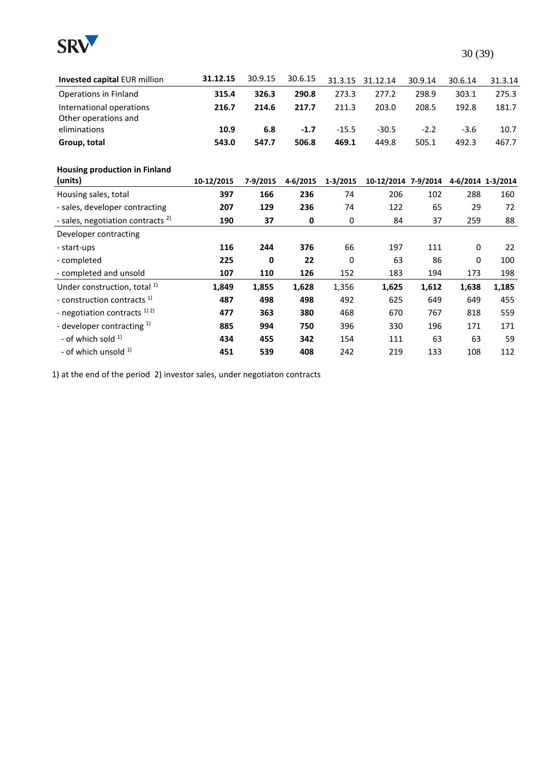| **Invested capital** EUR million | **31.12.15** | 30.9.15 | 30.6.15 | 31.3.15 | 31.12.14 | 30.9.14 | 30.6.14 | 31.3.14 |
|---|---|---|---|---|---|---|---|---|
| Operations in Finland | **315.4** | **326.3** | **290.8** | 273.3 | 277.2 | 298.9 | 303.1 | 275.3 |
| International operations | **216.7** | **214.6** | **217.7** | 211.3 | 203.0 | 208.5 | 192.8 | 181.7 |
| Other operations and eliminations | **10.9** | **6.8** | **-1.7** | -15.5 | -30.5 | -2.2 | -3.6 | 10.7 |
| **Group, total** | **543.0** | **547.7** | **506.8** | **469.1** | 449.8 | 505.1 | 492.3 | 467.7 |

| **Housing production in Finland (units)** | **10-12/2015** | **7-9/2015** | **4-6/2015** | **1-3/2015** | **10-12/2014** | **7-9/2014** | **4-6/2014** | **1-3/2014** |
|---|---|---|---|---|---|---|---|---|
| Housing sales, total | **397** | **166** | **236** | 74 | 206 | 102 | 288 | 160 |
| - sales, developer contracting | **207** | **129** | **236** | 74 | 122 | 65 | 29 | 72 |
| - sales, negotiation contracts [2] | **190** | **37** | **0** | 0 | 84 | 37 | 259 | 88 |
| Developer contracting | | | | | | | | |
| - start-ups | **116** | **244** | **376** | 66 | 197 | 111 | 0 | 22 |
| - completed | **225** | **0** | **22** | 0 | 63 | 86 | 0 | 100 |
| - completed and unsold | **107** | **110** | **126** | 152 | 183 | 194 | 173 | 198 |
| Under construction, total [1] | **1,849** | **1,855** | **1,628** | 1,356 | **1,625** | **1,612** | **1,638** | **1,185** |
| - construction contracts [1] | **487** | **498** | **498** | 492 | 625 | 649 | 649 | 455 |
| - negotiation contracts [1] [2] | **477** | **363** | **380** | 468 | 670 | 767 | 818 | 559 |
| - developer contracting [1] | **885** | **994** | **750** | 396 | 330 | 196 | 171 | 171 |
| - of which sold [1] | **434** | **455** | **342** | 154 | 111 | 63 | 63 | 59 |
| - of which unsold [1] | **451** | **539** | **408** | 242 | 219 | 133 | 108 | 112 |

1) at the end of the period 2) investor sales, under negotiaton contracts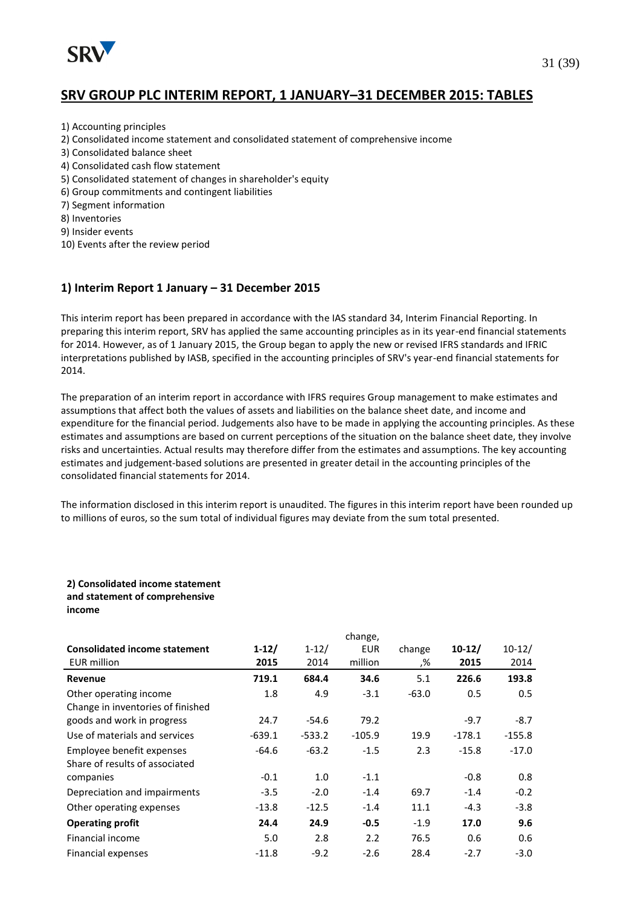## SRV GROUP PLC INTERIM REPORT, 1 JANUARY–31 DECEMBER 2015: TABLES

1) Accounting principles
2) Consolidated income statement and consolidated statement of comprehensive income
3) Consolidated balance sheet
4) Consolidated cash flow statement
5) Consolidated statement of changes in shareholder's equity
6) Group commitments and contingent liabilities
7) Segment information
8) Inventories
9) Insider events
10) Events after the review period

### 1) Interim Report 1 January – 31 December 2015

This interim report has been prepared in accordance with the IAS standard 34, Interim Financial Reporting. In preparing this interim report, SRV has applied the same accounting principles as in its year-end financial statements for 2014. However, as of 1 January 2015, the Group began to apply the new or revised IFRS standards and IFRIC interpretations published by IASB, specified in the accounting principles of SRV's year-end financial statements for 2014.

The preparation of an interim report in accordance with IFRS requires Group management to make estimates and assumptions that affect both the values of assets and liabilities on the balance sheet date, and income and expenditure for the financial period. Judgements also have to be made in applying the accounting principles. As these estimates and assumptions are based on current perceptions of the situation on the balance sheet date, they involve risks and uncertainties. Actual results may therefore differ from the estimates and assumptions. The key accounting estimates and judgement-based solutions are presented in greater detail in the accounting principles of the consolidated financial statements for 2014.

The information disclosed in this interim report is unaudited. The figures in this interim report have been rounded up to millions of euros, so the sum total of individual figures may deviate from the sum total presented.

**2) Consolidated income statement and statement of comprehensive income**

| **Consolidated income statement** EUR million | **1-12/ 2015** | 1-12/ 2014 | change, EUR million | change ,% | **10-12/ 2015** | 10-12/ 2014 |
|---|---|---|---|---|---|---|
| **Revenue** | **719.1** | 684.4 | **34.6** | 5.1 | **226.6** | 193.8 |
| Other operating income | 1.8 | 4.9 | -3.1 | -63.0 | 0.5 | 0.5 |
| Change in inventories of finished goods and work in progress | 24.7 | -54.6 | 79.2 | | -9.7 | -8.7 |
| Use of materials and services | -639.1 | -533.2 | -105.9 | 19.9 | -178.1 | -155.8 |
| Employee benefit expenses | -64.6 | -63.2 | -1.5 | 2.3 | -15.8 | -17.0 |
| Share of results of associated companies | -0.1 | 1.0 | -1.1 | | -0.8 | 0.8 |
| Depreciation and impairments | -3.5 | -2.0 | -1.4 | 69.7 | -1.4 | -0.2 |
| Other operating expenses | -13.8 | -12.5 | -1.4 | 11.1 | -4.3 | -3.8 |
| **Operating profit** | **24.4** | 24.9 | **-0.5** | -1.9 | **17.0** | 9.6 |
| Financial income | 5.0 | 2.8 | 2.2 | 76.5 | 0.6 | 0.6 |
| Financial expenses | -11.8 | -9.2 | -2.6 | 28.4 | -2.7 | -3.0 |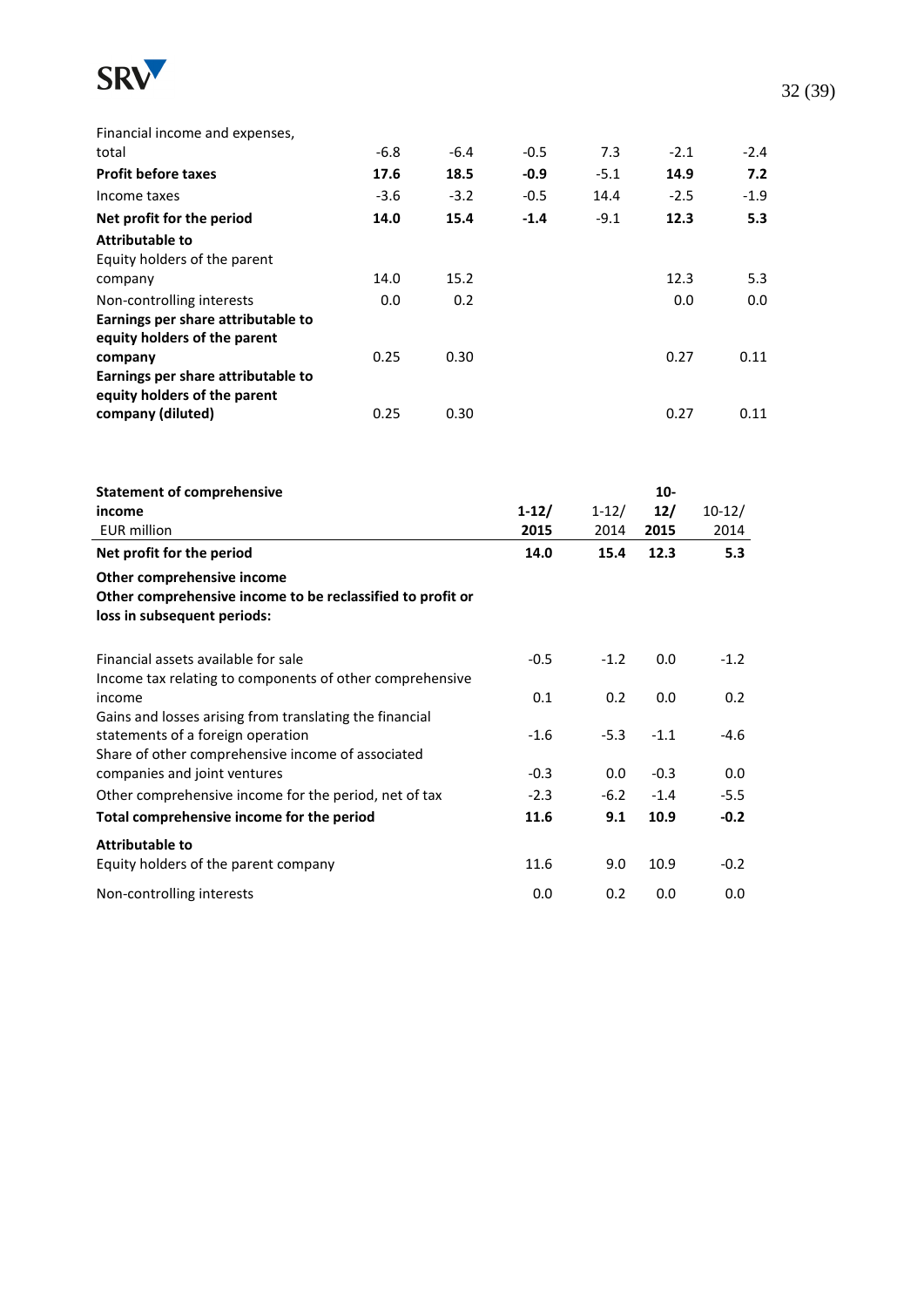| | | | | | | |
|---|---|---|---|---|---|---|
| Financial income and expenses, total | -6.8 | -6.4 | -0.5 | 7.3 | -2.1 | -2.4 |
| **Profit before taxes** | **17.6** | **18.5** | **-0.9** | -5.1 | **14.9** | **7.2** |
| Income taxes | -3.6 | -3.2 | -0.5 | 14.4 | -2.5 | -1.9 |
| **Net profit for the period** | **14.0** | **15.4** | **-1.4** | -9.1 | **12.3** | **5.3** |
| **Attributable to** | | | | | | |
| Equity holders of the parent company | 14.0 | 15.2 | | | 12.3 | 5.3 |
| Non-controlling interests | 0.0 | 0.2 | | | 0.0 | 0.0 |
| **Earnings per share attributable to equity holders of the parent company** | 0.25 | 0.30 | | | 0.27 | 0.11 |
| **Earnings per share attributable to equity holders of the parent company (diluted)** | 0.25 | 0.30 | | | 0.27 | 0.11 |

| **Statement of comprehensive income**<br>EUR million | **1-12/ 2015** | 1-12/ 2014 | **10-12/ 2015** | 10-12/ 2014 |
|---|---|---|---|---|
| **Net profit for the period** | **14.0** | **15.4** | **12.3** | **5.3** |
| **Other comprehensive income** | | | | |
| **Other comprehensive income to be reclassified to profit or loss in subsequent periods:** | | | | |
| Financial assets available for sale | -0.5 | -1.2 | 0.0 | -1.2 |
| Income tax relating to components of other comprehensive income | 0.1 | 0.2 | 0.0 | 0.2 |
| Gains and losses arising from translating the financial statements of a foreign operation | -1.6 | -5.3 | -1.1 | -4.6 |
| Share of other comprehensive income of associated companies and joint ventures | -0.3 | 0.0 | -0.3 | 0.0 |
| Other comprehensive income for the period, net of tax | -2.3 | -6.2 | -1.4 | -5.5 |
| **Total comprehensive income for the period** | **11.6** | **9.1** | **10.9** | **-0.2** |
| **Attributable to** | | | | |
| Equity holders of the parent company | 11.6 | 9.0 | 10.9 | -0.2 |
| Non-controlling interests | 0.0 | 0.2 | 0.0 | 0.0 |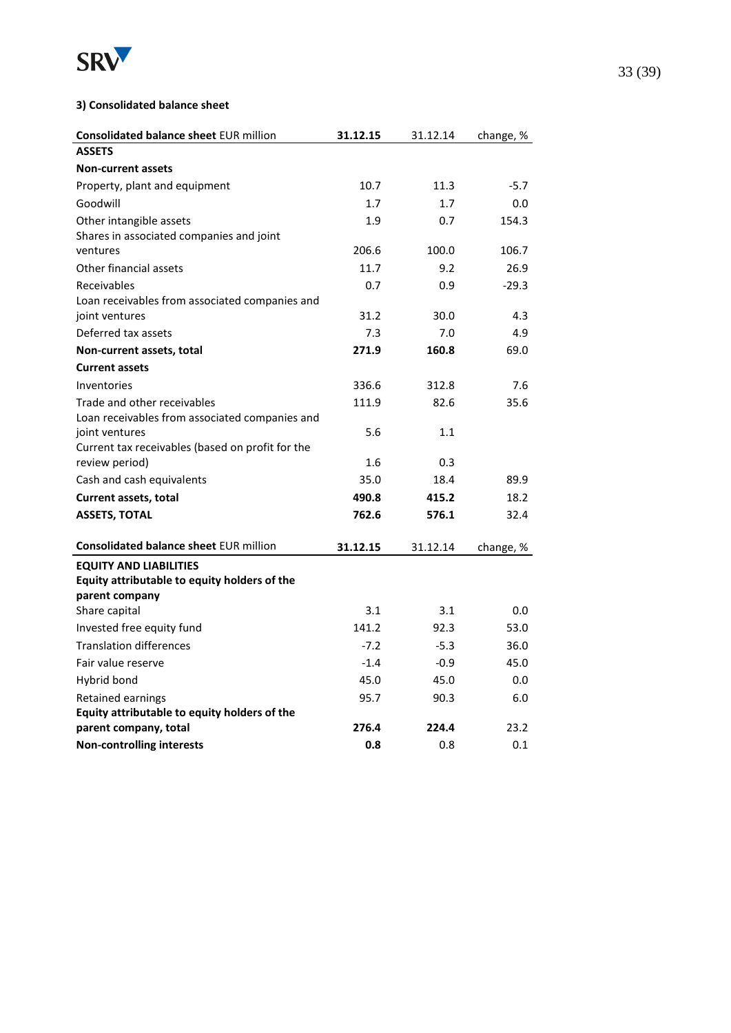### 3) Consolidated balance sheet

| **Consolidated balance sheet** EUR million | **31.12.15** | 31.12.14 | change, % |
|---|---|---|---|
| **ASSETS** | | | |
| **Non-current assets** | | | |
| Property, plant and equipment | 10.7 | 11.3 | -5.7 |
| Goodwill | 1.7 | 1.7 | 0.0 |
| Other intangible assets | 1.9 | 0.7 | 154.3 |
| Shares in associated companies and joint ventures | 206.6 | 100.0 | 106.7 |
| Other financial assets | 11.7 | 9.2 | 26.9 |
| Receivables | 0.7 | 0.9 | -29.3 |
| Loan receivables from associated companies and joint ventures | 31.2 | 30.0 | 4.3 |
| Deferred tax assets | 7.3 | 7.0 | 4.9 |
| **Non-current assets, total** | **271.9** | **160.8** | 69.0 |
| **Current assets** | | | |
| Inventories | 336.6 | 312.8 | 7.6 |
| Trade and other receivables | 111.9 | 82.6 | 35.6 |
| Loan receivables from associated companies and joint ventures | 5.6 | 1.1 | |
| Current tax receivables (based on profit for the review period) | 1.6 | 0.3 | |
| Cash and cash equivalents | 35.0 | 18.4 | 89.9 |
| **Current assets, total** | **490.8** | **415.2** | 18.2 |
| **ASSETS, TOTAL** | **762.6** | **576.1** | 32.4 |

| **Consolidated balance sheet** EUR million | **31.12.15** | 31.12.14 | change, % |
|---|---|---|---|
| **EQUITY AND LIABILITIES** | | | |
| **Equity attributable to equity holders of the parent company** | | | |
| Share capital | 3.1 | 3.1 | 0.0 |
| Invested free equity fund | 141.2 | 92.3 | 53.0 |
| Translation differences | -7.2 | -5.3 | 36.0 |
| Fair value reserve | -1.4 | -0.9 | 45.0 |
| Hybrid bond | 45.0 | 45.0 | 0.0 |
| Retained earnings | 95.7 | 90.3 | 6.0 |
| **Equity attributable to equity holders of the parent company, total** | **276.4** | **224.4** | 23.2 |
| **Non-controlling interests** | **0.8** | 0.8 | 0.1 |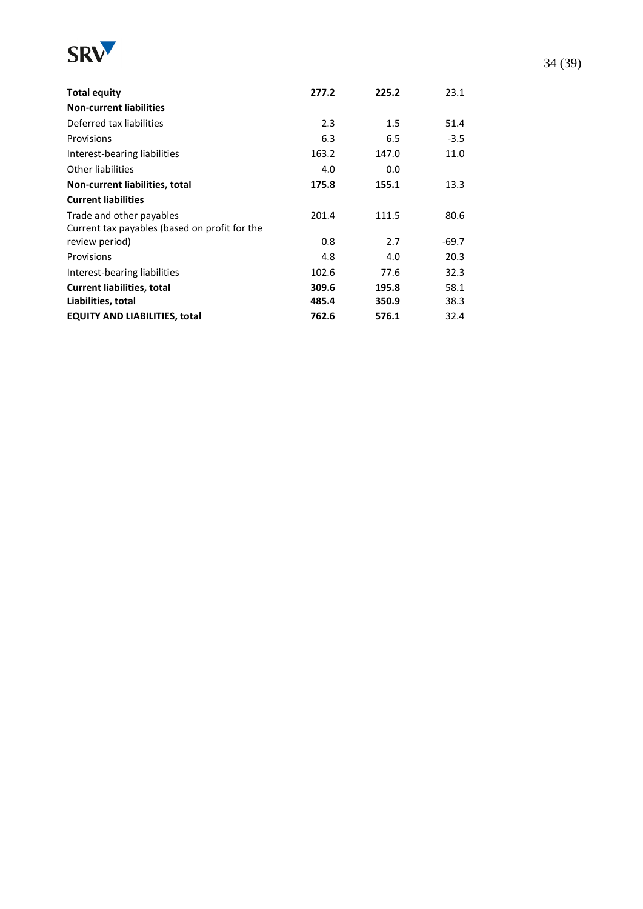| | | | |
|---|---|---|---|
| **Total equity** | **277.2** | **225.2** | 23.1 |
| **Non-current liabilities** | | | |
| Deferred tax liabilities | 2.3 | 1.5 | 51.4 |
| Provisions | 6.3 | 6.5 | -3.5 |
| Interest-bearing liabilities | 163.2 | 147.0 | 11.0 |
| Other liabilities | 4.0 | 0.0 | |
| **Non-current liabilities, total** | **175.8** | **155.1** | 13.3 |
| **Current liabilities** | | | |
| Trade and other payables | 201.4 | 111.5 | 80.6 |
| Current tax payables (based on profit for the review period) | 0.8 | 2.7 | -69.7 |
| Provisions | 4.8 | 4.0 | 20.3 |
| Interest-bearing liabilities | 102.6 | 77.6 | 32.3 |
| **Current liabilities, total** | **309.6** | **195.8** | 58.1 |
| **Liabilities, total** | **485.4** | **350.9** | 38.3 |
| **EQUITY AND LIABILITIES, total** | **762.6** | **576.1** | 32.4 |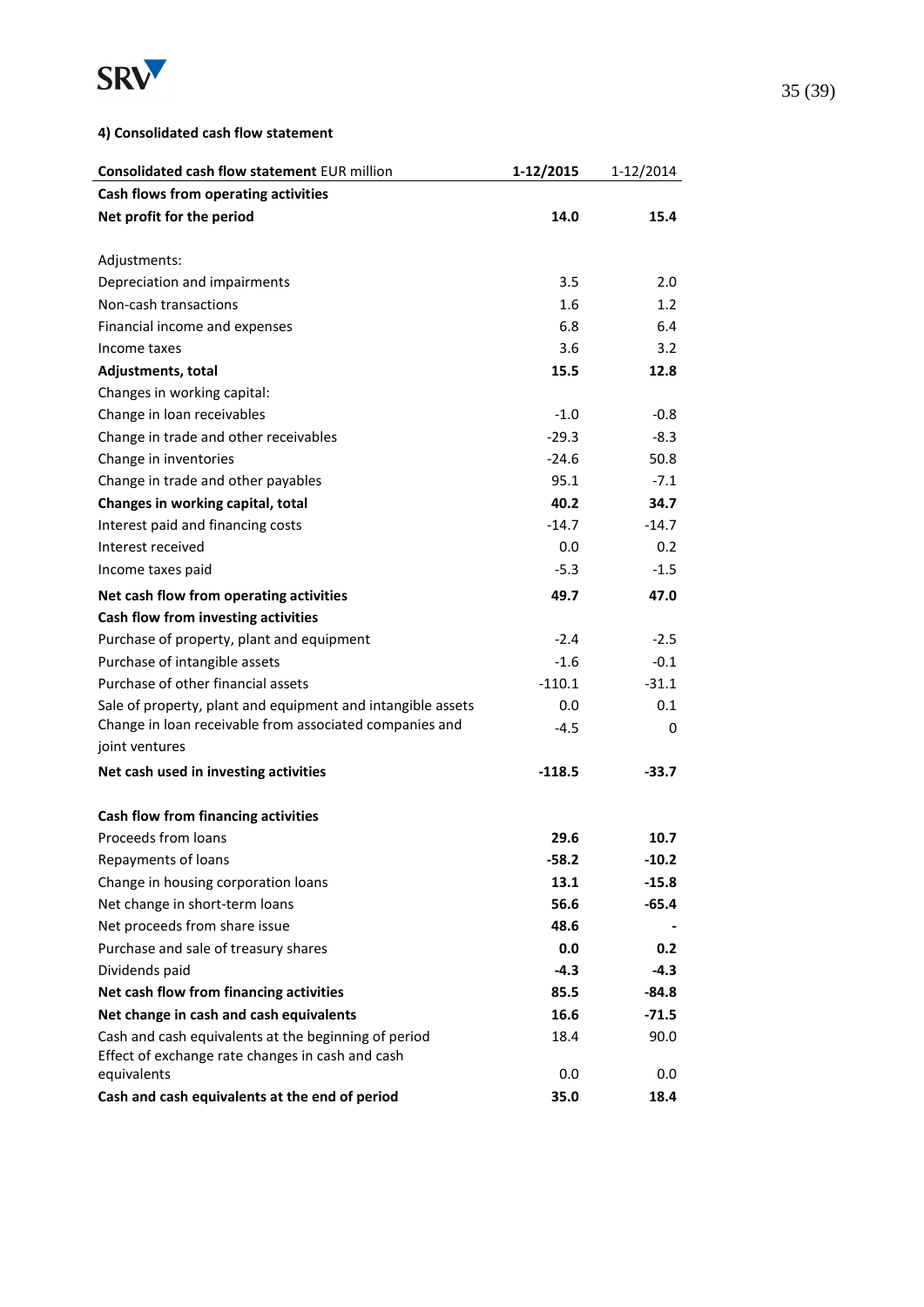### 4) Consolidated cash flow statement

| **Consolidated cash flow statement** EUR million | **1-12/2015** | 1-12/2014 |
|---|---|---|
| **Cash flows from operating activities** | | |
| **Net profit for the period** | **14.0** | **15.4** |
| | | |
| Adjustments: | | |
| Depreciation and impairments | 3.5 | 2.0 |
| Non-cash transactions | 1.6 | 1.2 |
| Financial income and expenses | 6.8 | 6.4 |
| Income taxes | 3.6 | 3.2 |
| **Adjustments, total** | **15.5** | **12.8** |
| Changes in working capital: | | |
| Change in loan receivables | -1.0 | -0.8 |
| Change in trade and other receivables | -29.3 | -8.3 |
| Change in inventories | -24.6 | 50.8 |
| Change in trade and other payables | 95.1 | -7.1 |
| **Changes in working capital, total** | **40.2** | **34.7** |
| Interest paid and financing costs | -14.7 | -14.7 |
| Interest received | 0.0 | 0.2 |
| Income taxes paid | -5.3 | -1.5 |
| **Net cash flow from operating activities** | **49.7** | **47.0** |
| **Cash flow from investing activities** | | |
| Purchase of property, plant and equipment | -2.4 | -2.5 |
| Purchase of intangible assets | -1.6 | -0.1 |
| Purchase of other financial assets | -110.1 | -31.1 |
| Sale of property, plant and equipment and intangible assets | 0.0 | 0.1 |
| Change in loan receivable from associated companies and joint ventures | -4.5 | 0 |
| **Net cash used in investing activities** | **-118.5** | **-33.7** |
| | | |
| **Cash flow from financing activities** | | |
| Proceeds from loans | **29.6** | **10.7** |
| Repayments of loans | **-58.2** | **-10.2** |
| Change in housing corporation loans | **13.1** | **-15.8** |
| Net change in short-term loans | **56.6** | **-65.4** |
| Net proceeds from share issue | **48.6** | **-** |
| Purchase and sale of treasury shares | **0.0** | **0.2** |
| Dividends paid | **-4.3** | **-4.3** |
| **Net cash flow from financing activities** | **85.5** | **-84.8** |
| **Net change in cash and cash equivalents** | **16.6** | **-71.5** |
| Cash and cash equivalents at the beginning of period | 18.4 | 90.0 |
| Effect of exchange rate changes in cash and cash equivalents | 0.0 | 0.0 |
| **Cash and cash equivalents at the end of period** | **35.0** | **18.4** |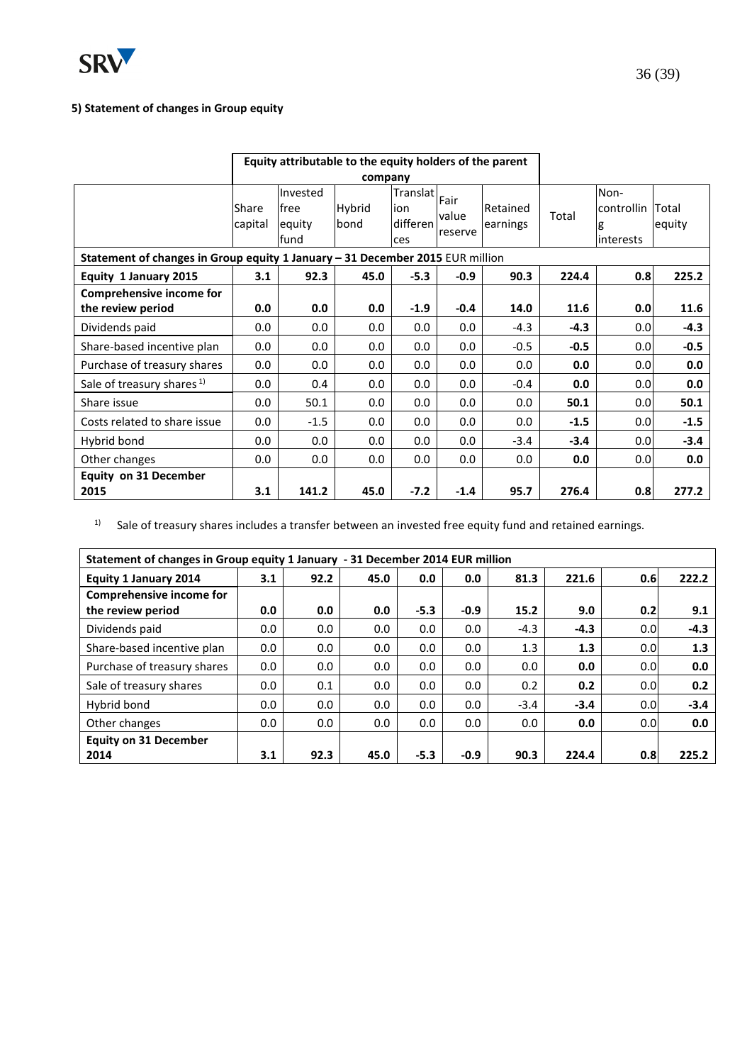### 5) Statement of changes in Group equity

| | Equity attributable to the equity holders of the parent company | | | | | | | | |
|---|---|---|---|---|---|---|---|---|---|
| | Share capital | Invested free equity fund | Hybrid bond | Translation differences | Fair value reserve | Retained earnings | Total | Non-controlling interests | Total equity |
| **Statement of changes in Group equity 1 January – 31 December 2015** EUR million | | | | | | | | | |
| **Equity 1 January 2015** | **3.1** | **92.3** | **45.0** | **-5.3** | **-0.9** | **90.3** | **224.4** | **0.8** | **225.2** |
| **Comprehensive income for the review period** | **0.0** | **0.0** | **0.0** | **-1.9** | **-0.4** | **14.0** | **11.6** | **0.0** | **11.6** |
| Dividends paid | 0.0 | 0.0 | 0.0 | 0.0 | 0.0 | -4.3 | **-4.3** | 0.0 | **-4.3** |
| Share-based incentive plan | 0.0 | 0.0 | 0.0 | 0.0 | 0.0 | -0.5 | **-0.5** | 0.0 | **-0.5** |
| Purchase of treasury shares | 0.0 | 0.0 | 0.0 | 0.0 | 0.0 | 0.0 | **0.0** | 0.0 | **0.0** |
| Sale of treasury shares [1] | 0.0 | 0.4 | 0.0 | 0.0 | 0.0 | -0.4 | **0.0** | 0.0 | **0.0** |
| Share issue | 0.0 | 50.1 | 0.0 | 0.0 | 0.0 | 0.0 | **50.1** | 0.0 | **50.1** |
| Costs related to share issue | 0.0 | -1.5 | 0.0 | 0.0 | 0.0 | 0.0 | **-1.5** | 0.0 | **-1.5** |
| Hybrid bond | 0.0 | 0.0 | 0.0 | 0.0 | 0.0 | -3.4 | **-3.4** | 0.0 | **-3.4** |
| Other changes | 0.0 | 0.0 | 0.0 | 0.0 | 0.0 | 0.0 | **0.0** | 0.0 | **0.0** |
| **Equity on 31 December 2015** | **3.1** | **141.2** | **45.0** | **-7.2** | **-1.4** | **95.7** | **276.4** | **0.8** | **277.2** |

[1] Sale of treasury shares includes a transfer between an invested free equity fund and retained earnings.

| **Statement of changes in Group equity 1 January - 31 December 2014 EUR million** | | | | | | | | | |
|---|---|---|---|---|---|---|---|---|---|
| **Equity 1 January 2014** | **3.1** | **92.2** | **45.0** | **0.0** | **0.0** | **81.3** | **221.6** | **0.6** | **222.2** |
| **Comprehensive income for the review period** | **0.0** | **0.0** | **0.0** | **-5.3** | **-0.9** | **15.2** | **9.0** | **0.2** | **9.1** |
| Dividends paid | 0.0 | 0.0 | 0.0 | 0.0 | 0.0 | -4.3 | **-4.3** | 0.0 | **-4.3** |
| Share-based incentive plan | 0.0 | 0.0 | 0.0 | 0.0 | 0.0 | 1.3 | **1.3** | 0.0 | **1.3** |
| Purchase of treasury shares | 0.0 | 0.0 | 0.0 | 0.0 | 0.0 | 0.0 | **0.0** | 0.0 | **0.0** |
| Sale of treasury shares | 0.0 | 0.1 | 0.0 | 0.0 | 0.0 | 0.2 | **0.2** | 0.0 | **0.2** |
| Hybrid bond | 0.0 | 0.0 | 0.0 | 0.0 | 0.0 | -3.4 | **-3.4** | 0.0 | **-3.4** |
| Other changes | 0.0 | 0.0 | 0.0 | 0.0 | 0.0 | 0.0 | **0.0** | 0.0 | **0.0** |
| **Equity on 31 December 2014** | **3.1** | **92.3** | **45.0** | **-5.3** | **-0.9** | **90.3** | **224.4** | **0.8** | **225.2** |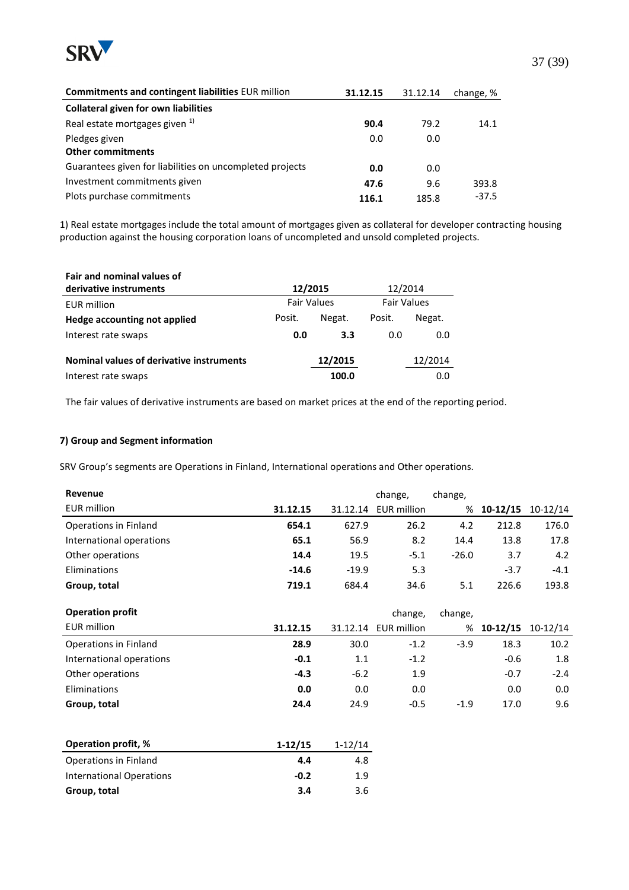| **Commitments and contingent liabilities** EUR million | **31.12.15** | 31.12.14 | change, % |
|---|---|---|---|
| **Collateral given for own liabilities** | | | |
| Real estate mortgages given [1] | **90.4** | 79.2 | 14.1 |
| Pledges given | 0.0 | 0.0 | |
| **Other commitments** | | | |
| Guarantees given for liabilities on uncompleted projects | **0.0** | 0.0 | |
| Investment commitments given | **47.6** | 9.6 | 393.8 |
| Plots purchase commitments | **116.1** | 185.8 | -37.5 |

1) Real estate mortgages include the total amount of mortgages given as collateral for developer contracting housing production against the housing corporation loans of uncompleted and unsold completed projects.

| **Fair and nominal values of derivative instruments** | **12/2015** | | 12/2014 | |
|---|---|---|---|---|
| EUR million | Fair Values | | Fair Values | |
| **Hedge accounting not applied** | Posit. | Negat. | Posit. | Negat. |
| Interest rate swaps | **0.0** | **3.3** | 0.0 | 0.0 |

| **Nominal values of derivative instruments** | **12/2015** | 12/2014 |
|---|---|---|
| Interest rate swaps | **100.0** | 0.0 |

The fair values of derivative instruments are based on market prices at the end of the reporting period.

**7) Group and Segment information**

SRV Group's segments are Operations in Finland, International operations and Other operations.

| **Revenue** EUR million | **31.12.15** | 31.12.14 | change, EUR million | change, % | **10-12/15** | 10-12/14 |
|---|---|---|---|---|---|---|
| Operations in Finland | **654.1** | 627.9 | 26.2 | 4.2 | 212.8 | 176.0 |
| International operations | **65.1** | 56.9 | 8.2 | 14.4 | 13.8 | 17.8 |
| Other operations | **14.4** | 19.5 | -5.1 | -26.0 | 3.7 | 4.2 |
| Eliminations | **-14.6** | -19.9 | 5.3 | | -3.7 | -4.1 |
| **Group, total** | **719.1** | 684.4 | 34.6 | 5.1 | 226.6 | 193.8 |

| **Operation profit** EUR million | **31.12.15** | 31.12.14 | change, EUR million | change, % | **10-12/15** | 10-12/14 |
|---|---|---|---|---|---|---|
| Operations in Finland | **28.9** | 30.0 | -1.2 | -3.9 | 18.3 | 10.2 |
| International operations | **-0.1** | 1.1 | -1.2 | | -0.6 | 1.8 |
| Other operations | **-4.3** | -6.2 | 1.9 | | -0.7 | -2.4 |
| Eliminations | **0.0** | 0.0 | 0.0 | | 0.0 | 0.0 |
| **Group, total** | **24.4** | 24.9 | -0.5 | -1.9 | 17.0 | 9.6 |

| **Operation profit, %** | **1-12/15** | 1-12/14 |
|---|---|---|
| Operations in Finland | **4.4** | 4.8 |
| International Operations | **-0.2** | 1.9 |
| **Group, total** | **3.4** | 3.6 |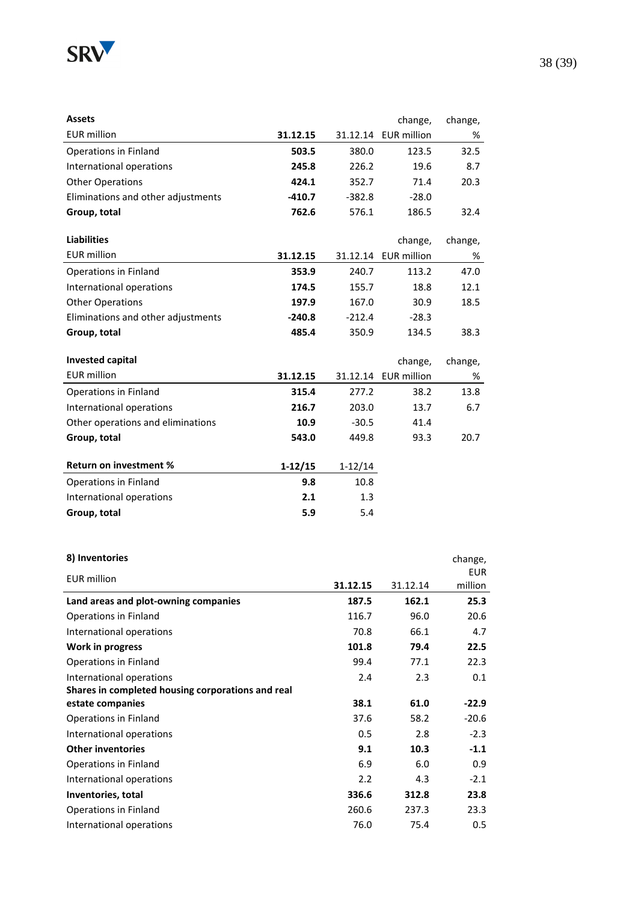| **Assets** | | | change, | change, |
|---|---|---|---|---|
| EUR million | **31.12.15** | 31.12.14 | EUR million | % |
| Operations in Finland | **503.5** | 380.0 | 123.5 | 32.5 |
| International operations | **245.8** | 226.2 | 19.6 | 8.7 |
| Other Operations | **424.1** | 352.7 | 71.4 | 20.3 |
| Eliminations and other adjustments | **-410.7** | -382.8 | -28.0 | |
| **Group, total** | **762.6** | 576.1 | 186.5 | 32.4 |

| **Liabilities** | | | change, | change, |
|---|---|---|---|---|
| EUR million | **31.12.15** | 31.12.14 | EUR million | % |
| Operations in Finland | **353.9** | 240.7 | 113.2 | 47.0 |
| International operations | **174.5** | 155.7 | 18.8 | 12.1 |
| Other Operations | **197.9** | 167.0 | 30.9 | 18.5 |
| Eliminations and other adjustments | **-240.8** | -212.4 | -28.3 | |
| **Group, total** | **485.4** | 350.9 | 134.5 | 38.3 |

| **Invested capital** | | | change, | change, |
|---|---|---|---|---|
| EUR million | **31.12.15** | 31.12.14 | EUR million | % |
| Operations in Finland | **315.4** | 277.2 | 38.2 | 13.8 |
| International operations | **216.7** | 203.0 | 13.7 | 6.7 |
| Other operations and eliminations | **10.9** | -30.5 | 41.4 | |
| **Group, total** | **543.0** | 449.8 | 93.3 | 20.7 |

| **Return on investment %** | **1-12/15** | 1-12/14 |
|---|---|---|
| Operations in Finland | **9.8** | 10.8 |
| International operations | **2.1** | 1.3 |
| **Group, total** | **5.9** | 5.4 |

**8) Inventories**

| EUR million | **31.12.15** | 31.12.14 | change, EUR million |
|---|---|---|---|
| **Land areas and plot-owning companies** | **187.5** | **162.1** | **25.3** |
| Operations in Finland | 116.7 | 96.0 | 20.6 |
| International operations | 70.8 | 66.1 | 4.7 |
| **Work in progress** | **101.8** | **79.4** | **22.5** |
| Operations in Finland | 99.4 | 77.1 | 22.3 |
| International operations | 2.4 | 2.3 | 0.1 |
| **Shares in completed housing corporations and real estate companies** | **38.1** | **61.0** | **-22.9** |
| Operations in Finland | 37.6 | 58.2 | -20.6 |
| International operations | 0.5 | 2.8 | -2.3 |
| **Other inventories** | **9.1** | **10.3** | **-1.1** |
| Operations in Finland | 6.9 | 6.0 | 0.9 |
| International operations | 2.2 | 4.3 | -2.1 |
| **Inventories, total** | **336.6** | **312.8** | **23.8** |
| Operations in Finland | 260.6 | 237.3 | 23.3 |
| International operations | 76.0 | 75.4 | 0.5 |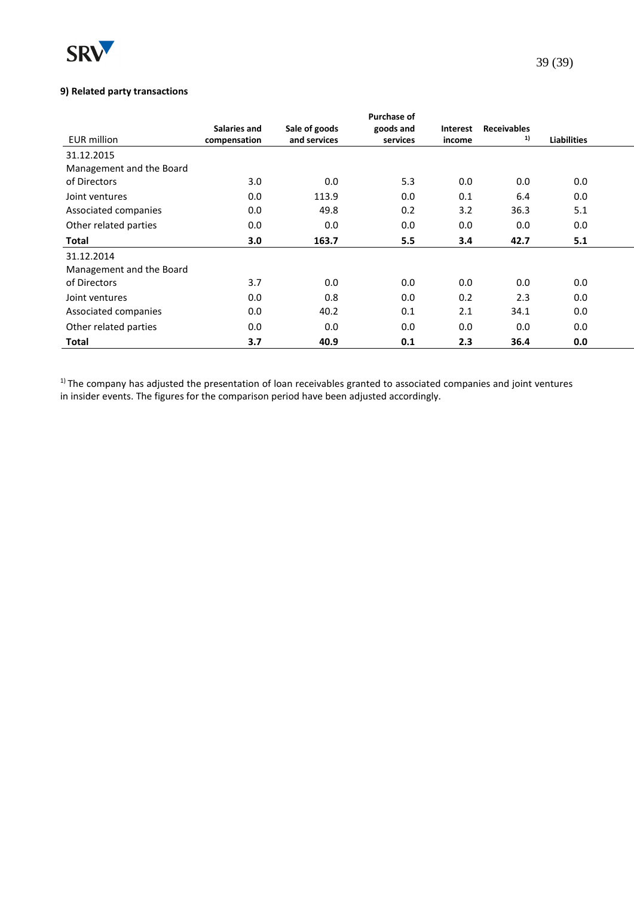### 9) Related party transactions

| EUR million | Salaries and compensation | Sale of goods and services | Purchase of goods and services | Interest income | Receivables [1] | Liabilities |
|---|---|---|---|---|---|---|
| 31.12.2015 | | | | | | |
| Management and the Board of Directors | 3.0 | 0.0 | 5.3 | 0.0 | 0.0 | 0.0 |
| Joint ventures | 0.0 | 113.9 | 0.0 | 0.1 | 6.4 | 0.0 |
| Associated companies | 0.0 | 49.8 | 0.2 | 3.2 | 36.3 | 5.1 |
| Other related parties | 0.0 | 0.0 | 0.0 | 0.0 | 0.0 | 0.0 |
| **Total** | **3.0** | **163.7** | **5.5** | **3.4** | **42.7** | **5.1** |
| 31.12.2014 | | | | | | |
| Management and the Board of Directors | 3.7 | 0.0 | 0.0 | 0.0 | 0.0 | 0.0 |
| Joint ventures | 0.0 | 0.8 | 0.0 | 0.2 | 2.3 | 0.0 |
| Associated companies | 0.0 | 40.2 | 0.1 | 2.1 | 34.1 | 0.0 |
| Other related parties | 0.0 | 0.0 | 0.0 | 0.0 | 0.0 | 0.0 |
| **Total** | **3.7** | **40.9** | **0.1** | **2.3** | **36.4** | **0.0** |

[1] The company has adjusted the presentation of loan receivables granted to associated companies and joint ventures in insider events. The figures for the comparison period have been adjusted accordingly.